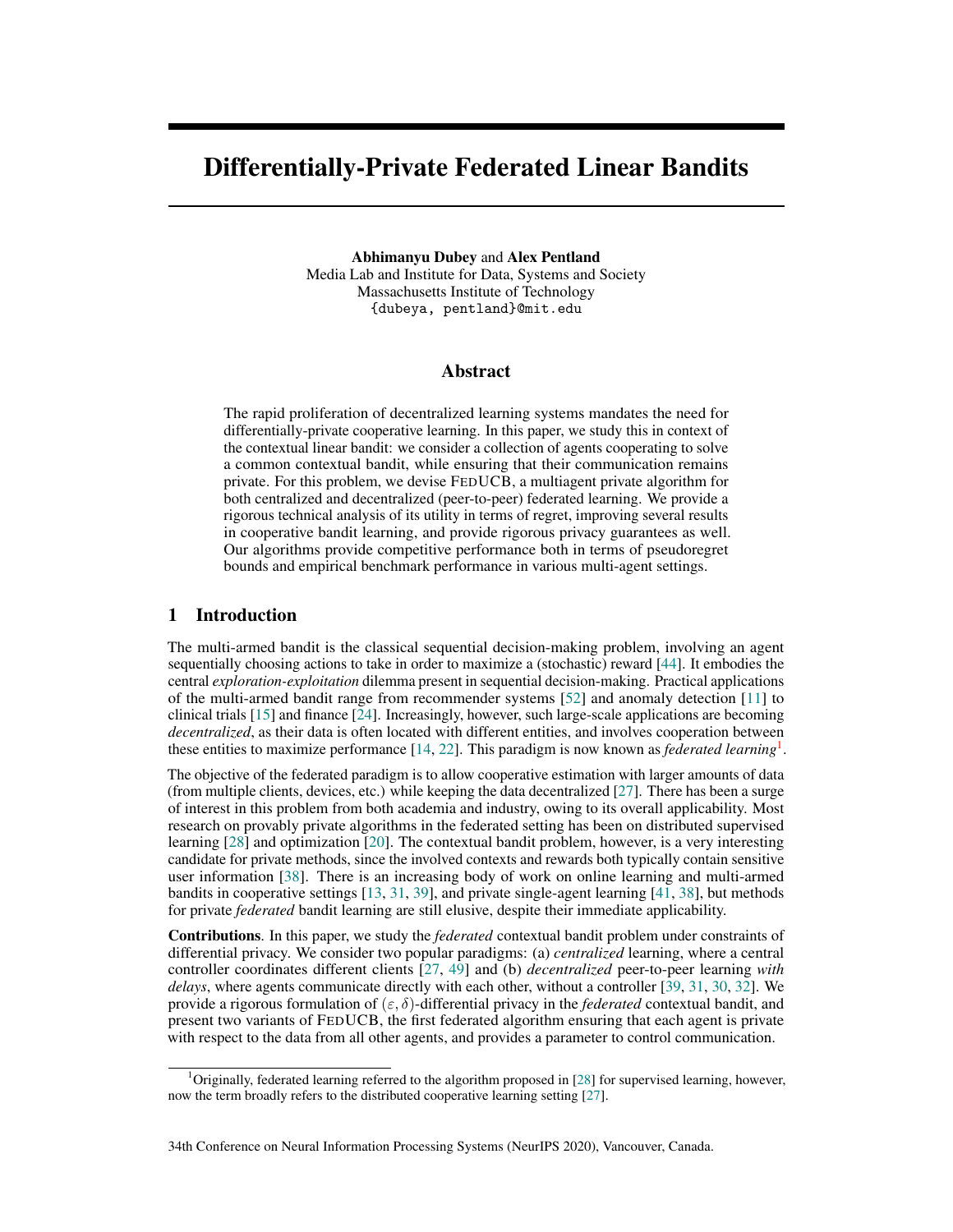# Differentially-Private Federated Linear Bandits

**Abhimanyu Dubey** and **Alex Pentland**
Media Lab and Institute for Data, Systems and Society
Massachusetts Institute of Technology
{dubeya, pentland}@mit.edu

## Abstract

The rapid proliferation of decentralized learning systems mandates the need for differentially-private cooperative learning. In this paper, we study this in context of the contextual linear bandit: we consider a collection of agents cooperating to solve a common contextual bandit, while ensuring that their communication remains private. For this problem, we devise FedUCB, a multiagent private algorithm for both centralized and decentralized (peer-to-peer) federated learning. We provide a rigorous technical analysis of its utility in terms of regret, improving several results in cooperative bandit learning, and provide rigorous privacy guarantees as well. Our algorithms provide competitive performance both in terms of pseudoregret bounds and empirical benchmark performance in various multi-agent settings.

## 1 Introduction

The multi-armed bandit is the classical sequential decision-making problem, involving an agent sequentially choosing actions to take in order to maximize a (stochastic) reward [44]. It embodies the central *exploration-exploitation* dilemma present in sequential decision-making. Practical applications of the multi-armed bandit range from recommender systems [52] and anomaly detection [11] to clinical trials [15] and finance [24]. Increasingly, however, such large-scale applications are becoming *decentralized*, as their data is often located with different entities, and involves cooperation between these entities to maximize performance [14, 22]. This paradigm is now known as *federated learning*[1].

The objective of the federated paradigm is to allow cooperative estimation with larger amounts of data (from multiple clients, devices, etc.) while keeping the data decentralized [27]. There has been a surge of interest in this problem from both academia and industry, owing to its overall applicability. Most research on provably private algorithms in the federated setting has been on distributed supervised learning [28] and optimization [20]. The contextual bandit problem, however, is a very interesting candidate for private methods, since the involved contexts and rewards both typically contain sensitive user information [38]. There is an increasing body of work on online learning and multi-armed bandits in cooperative settings [13, 31, 39], and private single-agent learning [41, 38], but methods for private *federated* bandit learning are still elusive, despite their immediate applicability.

**Contributions**. In this paper, we study the *federated* contextual bandit problem under constraints of differential privacy. We consider two popular paradigms: (a) *centralized* learning, where a central controller coordinates different clients [27, 49] and (b) *decentralized* peer-to-peer learning *with delays*, where agents communicate directly with each other, without a controller [39, 31, 30, 32]. We provide a rigorous formulation of $(\varepsilon, \delta)$-differential privacy in the *federated* contextual bandit, and present two variants of FedUCB, the first federated algorithm ensuring that each agent is private with respect to the data from all other agents, and provides a parameter to control communication.

[1] Originally, federated learning referred to the algorithm proposed in [28] for supervised learning, however, now the term broadly refers to the distributed cooperative learning setting [27].

34th Conference on Neural Information Processing Systems (NeurIPS 2020), Vancouver, Canada.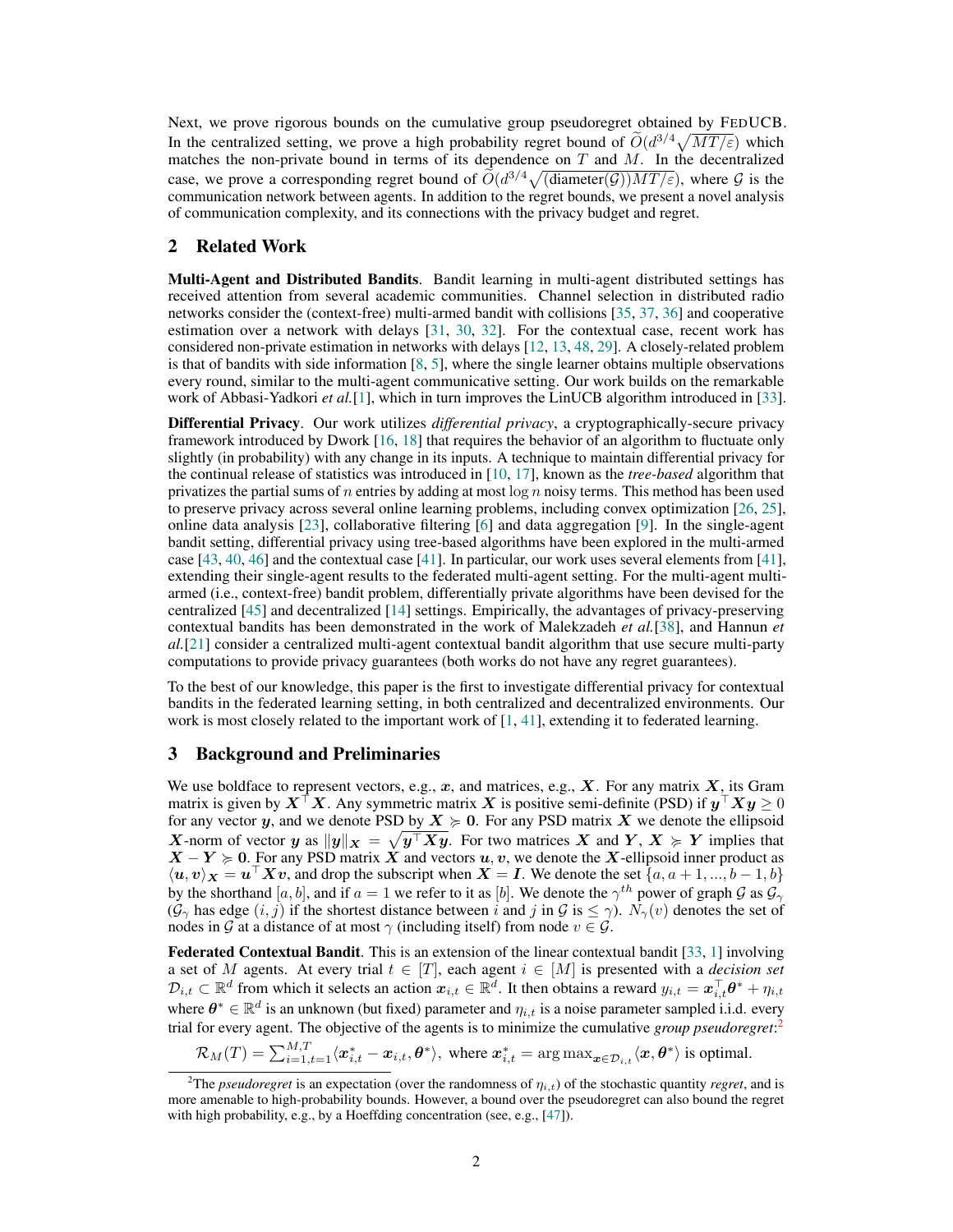Next, we prove rigorous bounds on the cumulative group pseudoregret obtained by FEDUCB. In the centralized setting, we prove a high probability regret bound of $\widetilde{O}(d^{3/4}\sqrt{MT/\varepsilon})$ which matches the non-private bound in terms of its dependence on $T$ and $M$. In the decentralized case, we prove a corresponding regret bound of $\widetilde{O}(d^{3/4}\sqrt{(\text{diameter}(\mathcal{G}))MT/\varepsilon})$, where $\mathcal{G}$ is the communication network between agents. In addition to the regret bounds, we present a novel analysis of communication complexity, and its connections with the privacy budget and regret.

## 2 Related Work

**Multi-Agent and Distributed Bandits**. Bandit learning in multi-agent distributed settings has received attention from several academic communities. Channel selection in distributed radio networks consider the (context-free) multi-armed bandit with collisions [35, 37, 36] and cooperative estimation over a network with delays [31, 30, 32]. For the contextual case, recent work has considered non-private estimation in networks with delays [12, 13, 48, 29]. A closely-related problem is that of bandits with side information [8, 5], where the single learner obtains multiple observations every round, similar to the multi-agent communicative setting. Our work builds on the remarkable work of Abbasi-Yadkori *et al.*[1], which in turn improves the LinUCB algorithm introduced in [33].

**Differential Privacy**. Our work utilizes *differential privacy*, a cryptographically-secure privacy framework introduced by Dwork [16, 18] that requires the behavior of an algorithm to fluctuate only slightly (in probability) with any change in its inputs. A technique to maintain differential privacy for the continual release of statistics was introduced in [10, 17], known as the *tree-based* algorithm that privatizes the partial sums of $n$ entries by adding at most $\log n$ noisy terms. This method has been used to preserve privacy across several online learning problems, including convex optimization [26, 25], online data analysis [23], collaborative filtering [6] and data aggregation [9]. In the single-agent bandit setting, differential privacy using tree-based algorithms have been explored in the multi-armed case [43, 40, 46] and the contextual case [41]. In particular, our work uses several elements from [41], extending their single-agent results to the federated multi-agent setting. For the multi-agent multi-armed (i.e., context-free) bandit problem, differentially private algorithms have been devised for the centralized [45] and decentralized [14] settings. Empirically, the advantages of privacy-preserving contextual bandits has been demonstrated in the work of Malekzadeh *et al.*[38], and Hannun *et al.*[21] consider a centralized multi-agent contextual bandit algorithm that use secure multi-party computations to provide privacy guarantees (both works do not have any regret guarantees).

To the best of our knowledge, this paper is the first to investigate differential privacy for contextual bandits in the federated learning setting, in both centralized and decentralized environments. Our work is most closely related to the important work of [1, 41], extending it to federated learning.

## 3 Background and Preliminaries

We use boldface to represent vectors, e.g., $\boldsymbol{x}$, and matrices, e.g., $\boldsymbol{X}$. For any matrix $\boldsymbol{X}$, its Gram matrix is given by $\boldsymbol{X}^\top \boldsymbol{X}$. Any symmetric matrix $\boldsymbol{X}$ is positive semi-definite (PSD) if $\boldsymbol{y}^\top \boldsymbol{X} \boldsymbol{y} \geq 0$ for any vector $\boldsymbol{y}$, and we denote PSD by $\boldsymbol{X} \succcurlyeq \boldsymbol{0}$. For any PSD matrix $\boldsymbol{X}$ we denote the ellipsoid $\boldsymbol{X}$-norm of vector $\boldsymbol{y}$ as $\|\boldsymbol{y}\|_{\boldsymbol{X}} = \sqrt{\boldsymbol{y}^\top \boldsymbol{X} \boldsymbol{y}}$. For two matrices $\boldsymbol{X}$ and $\boldsymbol{Y}$, $\boldsymbol{X} \succcurlyeq \boldsymbol{Y}$ implies that $\boldsymbol{X} - \boldsymbol{Y} \succcurlyeq \boldsymbol{0}$. For any PSD matrix $\boldsymbol{X}$ and vectors $\boldsymbol{u}, \boldsymbol{v}$, we denote the $\boldsymbol{X}$-ellipsoid inner product as $\langle \boldsymbol{u}, \boldsymbol{v} \rangle_{\boldsymbol{X}} = \boldsymbol{u}^\top \boldsymbol{X} \boldsymbol{v}$, and drop the subscript when $\boldsymbol{X} = \boldsymbol{I}$. We denote the set $\{a, a+1, ..., b-1, b\}$ by the shorthand $[a, b]$, and if $a = 1$ we refer to it as $[b]$. We denote the $\gamma^{th}$ power of graph $\mathcal{G}$ as $\mathcal{G}_\gamma$ ($\mathcal{G}_\gamma$ has edge $(i, j)$ if the shortest distance between $i$ and $j$ in $\mathcal{G}$ is $\leq \gamma$). $N_\gamma(v)$ denotes the set of nodes in $\mathcal{G}$ at a distance of at most $\gamma$ (including itself) from node $v \in \mathcal{G}$.

**Federated Contextual Bandit**. This is an extension of the linear contextual bandit [33, 1] involving a set of $M$ agents. At every trial $t \in [T]$, each agent $i \in [M]$ is presented with a *decision set* $\mathcal{D}_{i,t} \subset \mathbb{R}^d$ from which it selects an action $\boldsymbol{x}_{i,t} \in \mathbb{R}^d$. It then obtains a reward $y_{i,t} = \boldsymbol{x}_{i,t}^\top \boldsymbol{\theta}^* + \eta_{i,t}$ where $\boldsymbol{\theta}^* \in \mathbb{R}^d$ is an unknown (but fixed) parameter and $\eta_{i,t}$ is a noise parameter sampled i.i.d. every trial for every agent. The objective of the agents is to minimize the cumulative *group pseudoregret*:[2]

$$\mathcal{R}_M(T) = \sum_{i=1,t=1}^{M,T} \langle \boldsymbol{x}_{i,t}^* - \boldsymbol{x}_{i,t}, \boldsymbol{\theta}^* \rangle, \text{ where } \boldsymbol{x}_{i,t}^* = \arg\max_{\boldsymbol{x} \in \mathcal{D}_{i,t}} \langle \boldsymbol{x}, \boldsymbol{\theta}^* \rangle \text{ is optimal.}$$

[2] The *pseudoregret* is an expectation (over the randomness of $\eta_{i,t}$) of the stochastic quantity *regret*, and is more amenable to high-probability bounds. However, a bound over the pseudoregret can also bound the regret with high probability, e.g., by a Hoeffding concentration (see, e.g., [47]).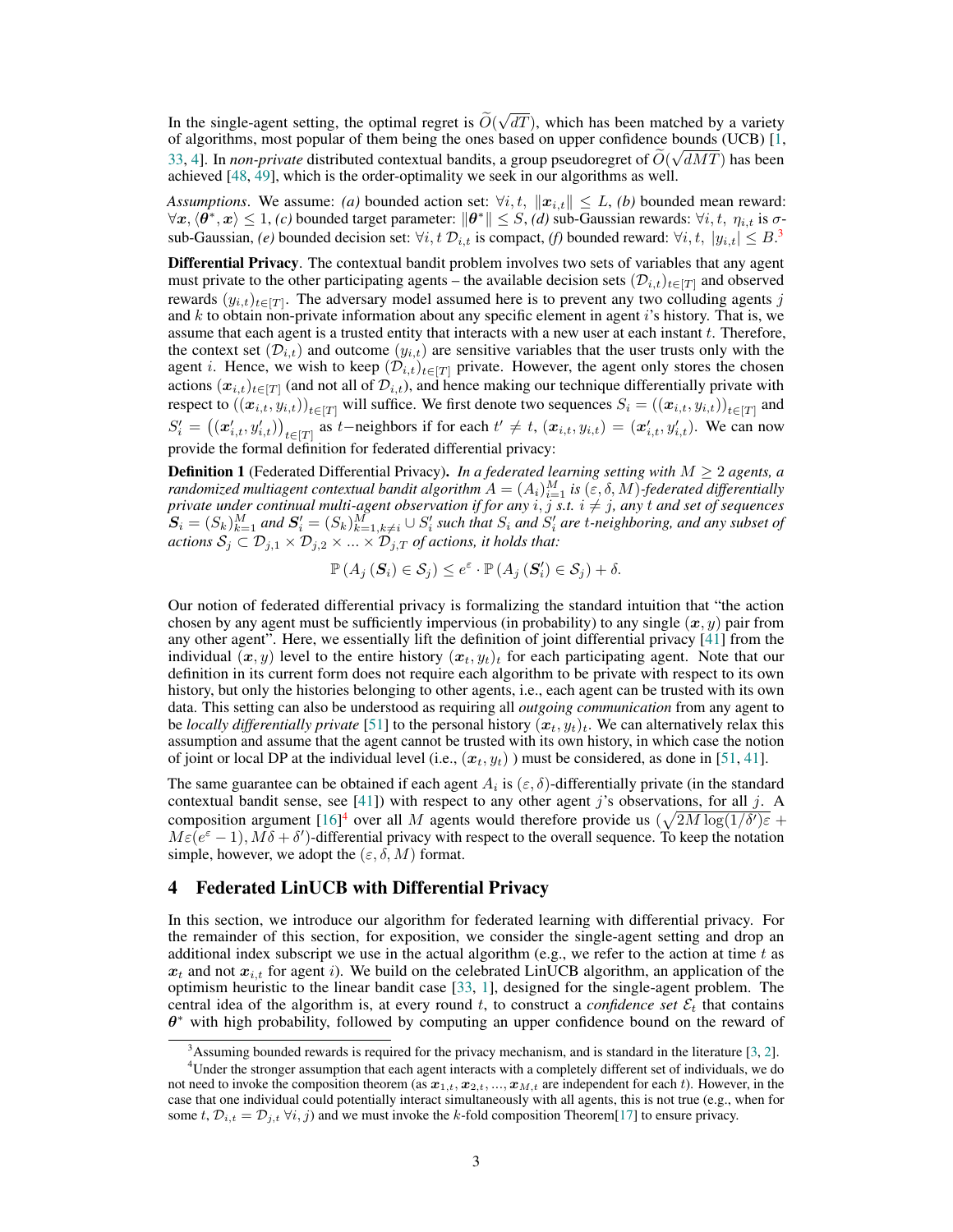In the single-agent setting, the optimal regret is $\widetilde{O}(\sqrt{dT})$, which has been matched by a variety of algorithms, most popular of them being the ones based on upper confidence bounds (UCB) [1, 33, 4]. In *non-private* distributed contextual bandits, a group pseudoregret of $\widetilde{O}(\sqrt{dMT})$ has been achieved [48, 49], which is the order-optimality we seek in our algorithms as well.

*Assumptions*. We assume: *(a)* bounded action set: $\forall i, t,\ \|\boldsymbol{x}_{i,t}\| \leq L$, *(b)* bounded mean reward: $\forall \boldsymbol{x}, \langle \boldsymbol{\theta}^*, \boldsymbol{x}\rangle \leq 1$, *(c)* bounded target parameter: $\|\boldsymbol{\theta}^*\| \leq S$, *(d)* sub-Gaussian rewards: $\forall i, t,\ \eta_{i,t}$ is $\sigma$-sub-Gaussian, *(e)* bounded decision set: $\forall i, t\ \mathcal{D}_{i,t}$ is compact, *(f)* bounded reward: $\forall i, t,\ |y_{i,t}| \leq B$.[3]

**Differential Privacy**. The contextual bandit problem involves two sets of variables that any agent must private to the other participating agents – the available decision sets $(\mathcal{D}_{i,t})_{t\in[T]}$ and observed rewards $(y_{i,t})_{t\in[T]}$. The adversary model assumed here is to prevent any two colluding agents $j$ and $k$ to obtain non-private information about any specific element in agent $i$'s history. That is, we assume that each agent is a trusted entity that interacts with a new user at each instant $t$. Therefore, the context set $(\mathcal{D}_{i,t})$ and outcome $(y_{i,t})$ are sensitive variables that the user trusts only with the agent $i$. Hence, we wish to keep $(\mathcal{D}_{i,t})_{t\in[T]}$ private. However, the agent only stores the chosen actions $(\boldsymbol{x}_{i,t})_{t\in[T]}$ (and not all of $\mathcal{D}_{i,t}$), and hence making our technique differentially private with respect to $((\boldsymbol{x}_{i,t}, y_{i,t}))_{t\in[T]}$ will suffice. We first denote two sequences $S_i = ((\boldsymbol{x}_{i,t}, y_{i,t}))_{t\in[T]}$ and $S'_i = \left((\boldsymbol{x}'_{i,t}, y'_{i,t})\right)_{t\in[T]}$ as $t-$neighbors if for each $t' \neq t$, $(\boldsymbol{x}_{i,t}, y_{i,t}) = (\boldsymbol{x}'_{i,t}, y'_{i,t})$. We can now provide the formal definition for federated differential privacy:

**Definition 1** (Federated Differential Privacy)**.** *In a federated learning setting with $M \geq 2$ agents, a randomized multiagent contextual bandit algorithm $A = (A_i)_{i=1}^M$ is $(\varepsilon, \delta, M)$-federated differentially private under continual multi-agent observation if for any $i, j$ s.t. $i \neq j$, any $t$ and set of sequences $\boldsymbol{S}_i = (S_k)_{k=1}^M$ and $\boldsymbol{S}'_i = (S_k)_{k=1, k\neq i}^M \cup S'_i$ such that $S_i$ and $S'_i$ are $t$-neighboring, and any subset of actions $\mathcal{S}_j \subset \mathcal{D}_{j,1} \times \mathcal{D}_{j,2} \times ... \times \mathcal{D}_{j,T}$ of actions, it holds that:*

$$\mathbb{P}\left(A_j\left(\boldsymbol{S}_i\right) \in \mathcal{S}_j\right) \leq e^{\varepsilon} \cdot \mathbb{P}\left(A_j\left(\boldsymbol{S}'_i\right) \in \mathcal{S}_j\right) + \delta.$$

Our notion of federated differential privacy is formalizing the standard intuition that "the action chosen by any agent must be sufficiently impervious (in probability) to any single $(\boldsymbol{x}, y)$ pair from any other agent". Here, we essentially lift the definition of joint differential privacy [41] from the individual $(\boldsymbol{x}, y)$ level to the entire history $(\boldsymbol{x}_t, y_t)_t$ for each participating agent. Note that our definition in its current form does not require each algorithm to be private with respect to its own history, but only the histories belonging to other agents, i.e., each agent can be trusted with its own data. This setting can also be understood as requiring all *outgoing communication* from any agent to be *locally differentially private* [51] to the personal history $(\boldsymbol{x}_t, y_t)_t$. We can alternatively relax this assumption and assume that the agent cannot be trusted with its own history, in which case the notion of joint or local DP at the individual level (i.e., $(\boldsymbol{x}_t, y_t)$ ) must be considered, as done in [51, 41].

The same guarantee can be obtained if each agent $A_i$ is $(\varepsilon, \delta)$-differentially private (in the standard contextual bandit sense, see [41]) with respect to any other agent $j$'s observations, for all $j$. A composition argument [16][4] over all $M$ agents would therefore provide us $(\sqrt{2M\log(1/\delta')}\varepsilon + M\varepsilon(e^{\varepsilon} - 1), M\delta + \delta')$-differential privacy with respect to the overall sequence. To keep the notation simple, however, we adopt the $(\varepsilon, \delta, M)$ format.

## 4 Federated LinUCB with Differential Privacy

In this section, we introduce our algorithm for federated learning with differential privacy. For the remainder of this section, for exposition, we consider the single-agent setting and drop an additional index subscript we use in the actual algorithm (e.g., we refer to the action at time $t$ as $\boldsymbol{x}_t$ and not $\boldsymbol{x}_{i,t}$ for agent $i$). We build on the celebrated LinUCB algorithm, an application of the optimism heuristic to the linear bandit case [33, 1], designed for the single-agent problem. The central idea of the algorithm is, at every round $t$, to construct a *confidence set* $\mathcal{E}_t$ that contains $\boldsymbol{\theta}^*$ with high probability, followed by computing an upper confidence bound on the reward of

[3] Assuming bounded rewards is required for the privacy mechanism, and is standard in the literature [3, 2].

[4] Under the stronger assumption that each agent interacts with a completely different set of individuals, we do not need to invoke the composition theorem (as $\boldsymbol{x}_{1,t}, \boldsymbol{x}_{2,t}, ..., \boldsymbol{x}_{M,t}$ are independent for each $t$). However, in the case that one individual could potentially interact simultaneously with all agents, this is not true (e.g., when for some $t$, $\mathcal{D}_{i,t} = \mathcal{D}_{j,t}\ \forall i, j$) and we must invoke the $k$-fold composition Theorem[17] to ensure privacy.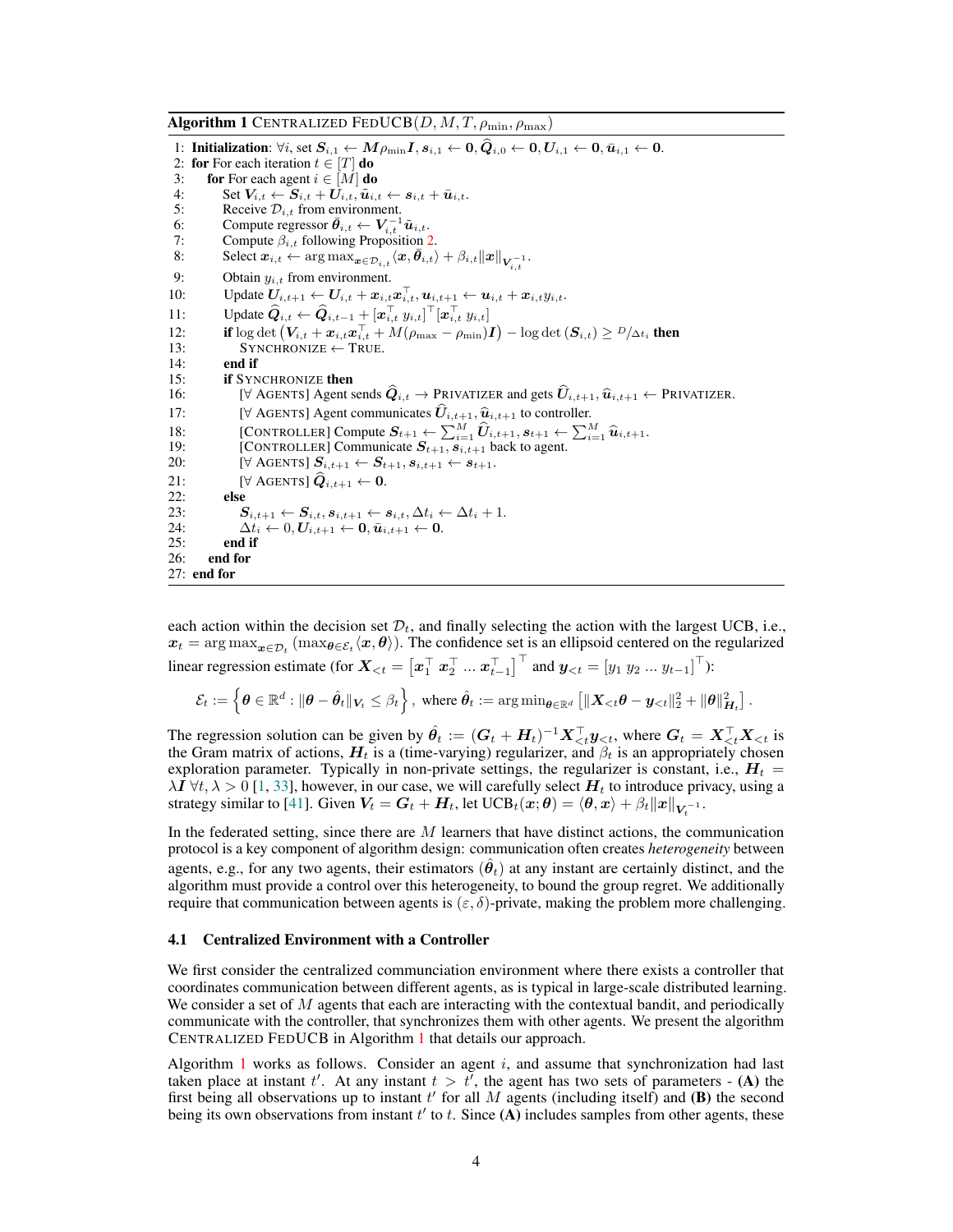**Algorithm 1** CENTRALIZED FEDUCB$(D, M, T, \rho_{\min}, \rho_{\max})$

```
1: Initialization: ∀i, set S_{i,1} ← Mρ_min I, s_{i,1} ← 0, Q̂_{i,0} ← 0, U_{i,1} ← 0, ū_{i,1} ← 0.
2: for For each iteration t ∈ [T] do
3:    for For each agent i ∈ [M] do
4:       Set V_{i,t} ← S_{i,t} + U_{i,t}, ũ_{i,t} ← s_{i,t} + ū_{i,t}.
5:       Receive D_{i,t} from environment.
6:       Compute regressor θ̃_{i,t} ← V_{i,t}^{-1} ũ_{i,t}.
7:       Compute β_{i,t} following Proposition 2.
8:       Select x_{i,t} ← arg max_{x∈D_{i,t}} ⟨x, θ̃_{i,t}⟩ + β_{i,t} ||x||_{V_{i,t}^{-1}}.
9:       Obtain y_{i,t} from environment.
10:      Update U_{i,t+1} ← U_{i,t} + x_{i,t} x_{i,t}^T, u_{i,t+1} ← u_{i,t} + x_{i,t} y_{i,t}.
11:      Update Q̂_{i,t} ← Q̂_{i,t-1} + [x_{i,t}^T y_{i,t}]^T [x_{i,t}^T y_{i,t}]
12:      if log det(V_{i,t} + x_{i,t} x_{i,t}^T + M(ρ_max − ρ_min)I) − log det(S_{i,t}) ≥ D/Δt_i then
13:         SYNCHRONIZE ← TRUE.
14:      end if
15:      if SYNCHRONIZE then
16:         [∀ AGENTS] Agent sends Q̂_{i,t} → PRIVATIZER and gets Û_{i,t+1}, û_{i,t+1} ← PRIVATIZER.
17:         [∀ AGENTS] Agent communicates Û_{i,t+1}, û_{i,t+1} to controller.
18:         [CONTROLLER] Compute S_{t+1} ← Σ_{i=1}^M Û_{i,t+1}, s_{t+1} ← Σ_{i=1}^M û_{i,t+1}.
19:         [CONTROLLER] Communicate S_{t+1}, s_{i,t+1} back to agent.
20:         [∀ AGENTS] S_{i,t+1} ← S_{t+1}, s_{i,t+1} ← s_{t+1}.
21:         [∀ AGENTS] Q̂_{i,t+1} ← 0.
22:      else
23:         S_{i,t+1} ← S_{i,t}, s_{i,t+1} ← s_{i,t}, Δt_i ← Δt_i + 1.
24:         Δt_i ← 0, U_{i,t+1} ← 0, ū_{i,t+1} ← 0.
25:      end if
26:   end for
27: end for
```

each action within the decision set $\mathcal{D}_t$, and finally selecting the action with the largest UCB, i.e., $\boldsymbol{x}_t = \arg\max_{\boldsymbol{x}\in\mathcal{D}_t}(\max_{\boldsymbol{\theta}\in\mathcal{E}_t}\langle \boldsymbol{x}, \boldsymbol{\theta}\rangle)$. The confidence set is an ellipsoid centered on the regularized linear regression estimate (for $\boldsymbol{X}_{<t} = \left[\boldsymbol{x}_1^\top \; \boldsymbol{x}_2^\top \; ... \; \boldsymbol{x}_{t-1}^\top\right]^\top$ and $\boldsymbol{y}_{<t} = [y_1 \; y_2 \; ... \; y_{t-1}]^\top$):

$$\mathcal{E}_t := \left\{\boldsymbol{\theta} \in \mathbb{R}^d : \|\boldsymbol{\theta} - \hat{\boldsymbol{\theta}}_t\|_{\boldsymbol{V}_t} \leq \beta_t\right\}, \text{ where } \hat{\boldsymbol{\theta}}_t := \arg\min_{\boldsymbol{\theta}\in\mathbb{R}^d}\left[\|\boldsymbol{X}_{<t}\boldsymbol{\theta} - \boldsymbol{y}_{<t}\|_2^2 + \|\boldsymbol{\theta}\|^2_{\boldsymbol{H}_t}\right].$$

The regression solution can be given by $\hat{\boldsymbol{\theta}}_t := (\boldsymbol{G}_t + \boldsymbol{H}_t)^{-1}\boldsymbol{X}_{<t}^\top \boldsymbol{y}_{<t}$, where $\boldsymbol{G}_t = \boldsymbol{X}_{<t}^\top \boldsymbol{X}_{<t}$ is the Gram matrix of actions, $\boldsymbol{H}_t$ is a (time-varying) regularizer, and $\beta_t$ is an appropriately chosen exploration parameter. Typically in non-private settings, the regularizer is constant, i.e., $\boldsymbol{H}_t = \lambda \boldsymbol{I} \; \forall t, \lambda > 0$ [1, 33], however, in our case, we will carefully select $\boldsymbol{H}_t$ to introduce privacy, using a strategy similar to [41]. Given $\boldsymbol{V}_t = \boldsymbol{G}_t + \boldsymbol{H}_t$, let $\text{UCB}_t(\boldsymbol{x}; \boldsymbol{\theta}) = \langle \boldsymbol{\theta}, \boldsymbol{x}\rangle + \beta_t \|\boldsymbol{x}\|_{\boldsymbol{V}_t^{-1}}$.

In the federated setting, since there are $M$ learners that have distinct actions, the communication protocol is a key component of algorithm design: communication often creates *heterogeneity* between agents, e.g., for any two agents, their estimators ($\hat{\boldsymbol{\theta}}_t$) at any instant are certainly distinct, and the algorithm must provide a control over this heterogeneity, to bound the group regret. We additionally require that communication between agents is $(\varepsilon, \delta)$-private, making the problem more challenging.

### 4.1 Centralized Environment with a Controller

We first consider the centralized communciation environment where there exists a controller that coordinates communication between different agents, as is typical in large-scale distributed learning. We consider a set of $M$ agents that each are interacting with the contextual bandit, and periodically communicate with the controller, that synchronizes them with other agents. We present the algorithm CENTRALIZED FEDUCB in Algorithm 1 that details our approach.

Algorithm 1 works as follows. Consider an agent $i$, and assume that synchronization had last taken place at instant $t'$. At any instant $t > t'$, the agent has two sets of parameters - **(A)** the first being all observations up to instant $t'$ for all $M$ agents (including itself) and **(B)** the second being its own observations from instant $t'$ to $t$. Since **(A)** includes samples from other agents, these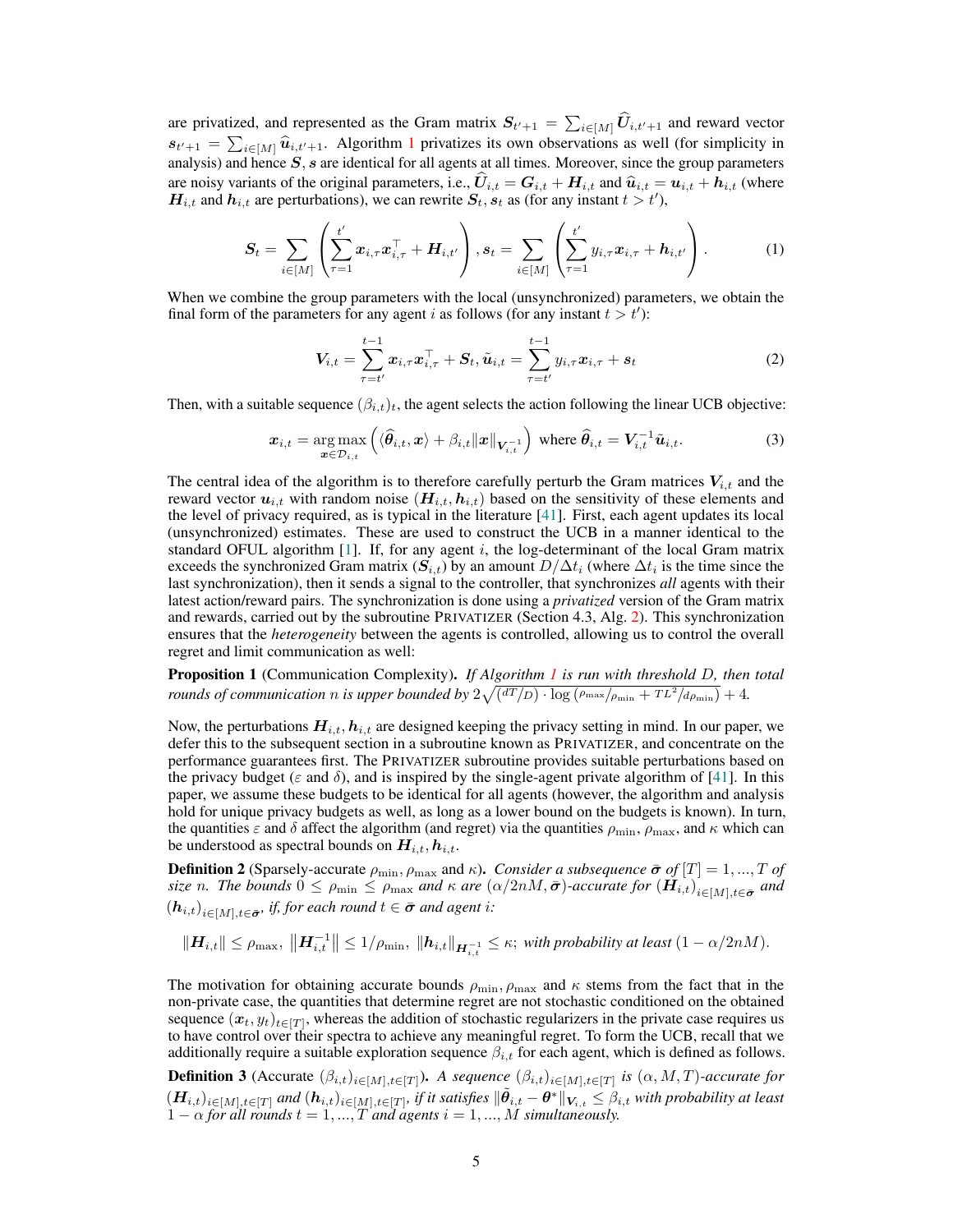are privatized, and represented as the Gram matrix $\boldsymbol{S}_{t'+1} = \sum_{i \in [M]} \widehat{\boldsymbol{U}}_{i,t'+1}$ and reward vector $\boldsymbol{s}_{t'+1} = \sum_{i \in [M]} \widehat{\boldsymbol{u}}_{i,t'+1}$. Algorithm 1 privatizes its own observations as well (for simplicity in analysis) and hence $\boldsymbol{S}$, $\boldsymbol{s}$ are identical for all agents at all times. Moreover, since the group parameters are noisy variants of the original parameters, i.e., $\widehat{\boldsymbol{U}}_{i,t} = \boldsymbol{G}_{i,t} + \boldsymbol{H}_{i,t}$ and $\widehat{\boldsymbol{u}}_{i,t} = \boldsymbol{u}_{i,t} + \boldsymbol{h}_{i,t}$ (where $\boldsymbol{H}_{i,t}$ and $\boldsymbol{h}_{i,t}$ are perturbations), we can rewrite $\boldsymbol{S}_t, \boldsymbol{s}_t$ as (for any instant $t > t'$),

$$\boldsymbol{S}_t = \sum_{i \in [M]} \left( \sum_{\tau=1}^{t'} \boldsymbol{x}_{i,\tau} \boldsymbol{x}_{i,\tau}^\top + \boldsymbol{H}_{i,t'} \right), \boldsymbol{s}_t = \sum_{i \in [M]} \left( \sum_{\tau=1}^{t'} y_{i,\tau} \boldsymbol{x}_{i,\tau} + \boldsymbol{h}_{i,t'} \right). \tag{1}$$

When we combine the group parameters with the local (unsynchronized) parameters, we obtain the final form of the parameters for any agent $i$ as follows (for any instant $t > t'$):

$$\boldsymbol{V}_{i,t} = \sum_{\tau=t'}^{t-1} \boldsymbol{x}_{i,\tau} \boldsymbol{x}_{i,\tau}^\top + \boldsymbol{S}_t, \tilde{\boldsymbol{u}}_{i,t} = \sum_{\tau=t'}^{t-1} y_{i,\tau} \boldsymbol{x}_{i,\tau} + \boldsymbol{s}_t \tag{2}$$

Then, with a suitable sequence $(\beta_{i,t})_t$, the agent selects the action following the linear UCB objective:

$$\boldsymbol{x}_{i,t} = \underset{\boldsymbol{x} \in \mathcal{D}_{i,t}}{\arg\max} \left( \langle \widehat{\boldsymbol{\theta}}_{i,t}, \boldsymbol{x} \rangle + \beta_{i,t} \|\boldsymbol{x}\|_{\boldsymbol{V}_{i,t}^{-1}} \right) \text{ where } \widehat{\boldsymbol{\theta}}_{i,t} = \boldsymbol{V}_{i,t}^{-1} \tilde{\boldsymbol{u}}_{i,t}. \tag{3}$$

The central idea of the algorithm is to therefore carefully perturb the Gram matrices $\boldsymbol{V}_{i,t}$ and the reward vector $\boldsymbol{u}_{i,t}$ with random noise $(\boldsymbol{H}_{i,t}, \boldsymbol{h}_{i,t})$ based on the sensitivity of these elements and the level of privacy required, as is typical in the literature [41]. First, each agent updates its local (unsynchronized) estimates. These are used to construct the UCB in a manner identical to the standard OFUL algorithm [1]. If, for any agent $i$, the log-determinant of the local Gram matrix exceeds the synchronized Gram matrix ($\boldsymbol{S}_{i,t}$) by an amount $D/\Delta t_i$ (where $\Delta t_i$ is the time since the last synchronization), then it sends a signal to the controller, that synchronizes *all* agents with their latest action/reward pairs. The synchronization is done using a *privatized* version of the Gram matrix and rewards, carried out by the subroutine PRIVATIZER (Section 4.3, Alg. 2). This synchronization ensures that the *heterogeneity* between the agents is controlled, allowing us to control the overall regret and limit communication as well:

**Proposition 1** (Communication Complexity). *If Algorithm 1 is run with threshold $D$, then total rounds of communication $n$ is upper bounded by $2\sqrt{(dT/D) \cdot \log \left(\rho_{\max}/\rho_{\min} + TL^2/d\rho_{\min}\right)} + 4$.*

Now, the perturbations $\boldsymbol{H}_{i,t}, \boldsymbol{h}_{i,t}$ are designed keeping the privacy setting in mind. In our paper, we defer this to the subsequent section in a subroutine known as PRIVATIZER, and concentrate on the performance guarantees first. The PRIVATIZER subroutine provides suitable perturbations based on the privacy budget ($\varepsilon$ and $\delta$), and is inspired by the single-agent private algorithm of [41]. In this paper, we assume these budgets to be identical for all agents (however, the algorithm and analysis hold for unique privacy budgets as well, as long as a lower bound on the budgets is known). In turn, the quantities $\varepsilon$ and $\delta$ affect the algorithm (and regret) via the quantities $\rho_{\min}$, $\rho_{\max}$, and $\kappa$ which can be understood as spectral bounds on $\boldsymbol{H}_{i,t}, \boldsymbol{h}_{i,t}$.

**Definition 2** (Sparsely-accurate $\rho_{\min}, \rho_{\max}$ and $\kappa$). *Consider a subsequence $\bar{\boldsymbol{\sigma}}$ of $[T] = 1, ..., T$ of size $n$. The bounds $0 \leq \rho_{\min} \leq \rho_{\max}$ and $\kappa$ are $(\alpha/2nM, \bar{\boldsymbol{\sigma}})$-accurate for $(\boldsymbol{H}_{i,t})_{i \in [M], t \in \bar{\boldsymbol{\sigma}}}$ and $(\boldsymbol{h}_{i,t})_{i \in [M], t \in \bar{\boldsymbol{\sigma}}}$, if, for each round $t \in \bar{\boldsymbol{\sigma}}$ and agent $i$:*

$$\|\boldsymbol{H}_{i,t}\| \leq \rho_{\max}, \; \left\|\boldsymbol{H}_{i,t}^{-1}\right\| \leq 1/\rho_{\min}, \; \|\boldsymbol{h}_{i,t}\|_{\boldsymbol{H}_{i,t}^{-1}} \leq \kappa; \textit{ with probability at least } (1 - \alpha/2nM).$$

The motivation for obtaining accurate bounds $\rho_{\min}, \rho_{\max}$ and $\kappa$ stems from the fact that in the non-private case, the quantities that determine regret are not stochastic conditioned on the obtained sequence $(\boldsymbol{x}_t, y_t)_{t \in [T]}$, whereas the addition of stochastic regularizers in the private case requires us to have control over their spectra to achieve any meaningful regret. To form the UCB, recall that we additionally require a suitable exploration sequence $\beta_{i,t}$ for each agent, which is defined as follows.

**Definition 3** (Accurate $(\beta_{i,t})_{i \in [M], t \in [T]}$). *A sequence $(\beta_{i,t})_{i \in [M], t \in [T]}$ is $(\alpha, M, T)$-accurate for $(\boldsymbol{H}_{i,t})_{i \in [M], t \in [T]}$ and $(\boldsymbol{h}_{i,t})_{i \in [M], t \in [T]}$, if it satisfies $\|\tilde{\boldsymbol{\theta}}_{i,t} - \boldsymbol{\theta}^*\|_{\boldsymbol{V}_{i,t}} \leq \beta_{i,t}$ with probability at least $1 - \alpha$ for all rounds $t = 1, ..., T$ and agents $i = 1, ..., M$ simultaneously.*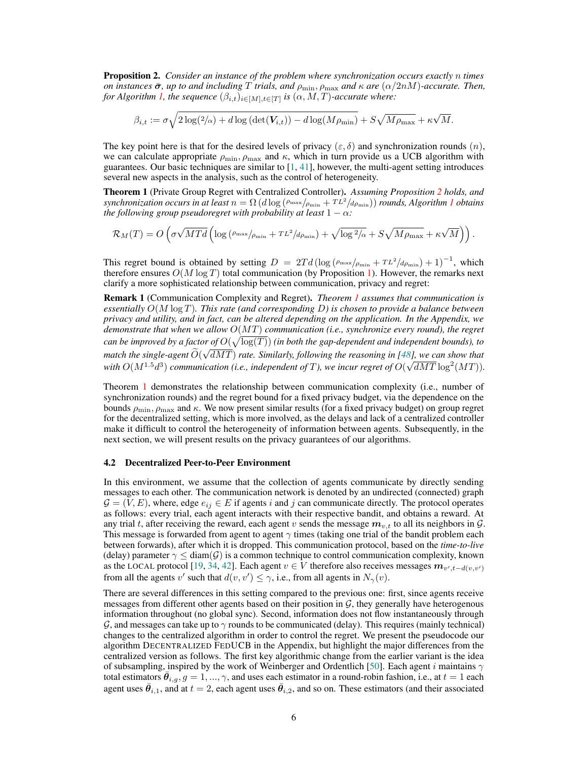**Proposition 2.** *Consider an instance of the problem where synchronization occurs exactly $n$ times on instances $\bar{\boldsymbol{\sigma}}$, up to and including $T$ trials, and $\rho_{\min}, \rho_{\max}$ and $\kappa$ are $(\alpha/2nM)$-accurate. Then, for Algorithm 1, the sequence $(\beta_{i,t})_{i\in[M],t\in[T]}$ is $(\alpha, M, T)$-accurate where:*

$$\beta_{i,t} := \sigma\sqrt{2\log(2/\alpha) + d\log\left(\det(\boldsymbol{V}_{i,t})\right) - d\log(M\rho_{\min})} + S\sqrt{M\rho_{\max}} + \kappa\sqrt{M}.$$

The key point here is that for the desired levels of privacy $(\varepsilon, \delta)$ and synchronization rounds $(n)$, we can calculate appropriate $\rho_{\min}, \rho_{\max}$ and $\kappa$, which in turn provide us a UCB algorithm with guarantees. Our basic techniques are similar to [1, 41], however, the multi-agent setting introduces several new aspects in the analysis, such as the control of heterogeneity.

**Theorem 1** (Private Group Regret with Centralized Controller)**.** *Assuming Proposition 2 holds, and synchronization occurs in at least $n = \Omega\left(d\log\left(\rho_{\max}/\rho_{\min} + TL^2/d\rho_{\min}\right)\right)$ rounds, Algorithm 1 obtains the following group pseudoregret with probability at least $1-\alpha$:*

$$\mathcal{R}_M(T) = O\left(\sigma\sqrt{MTd}\left(\log\left(\rho_{\max}/\rho_{\min} + TL^2/d\rho_{\min}\right) + \sqrt{\log 2/\alpha} + S\sqrt{M\rho_{\max}} + \kappa\sqrt{M}\right)\right).$$

This regret bound is obtained by setting $D = 2Td\left(\log\left(\rho_{\max}/\rho_{\min} + TL^2/d\rho_{\min}\right) + 1\right)^{-1}$, which therefore ensures $O(M\log T)$ total communication (by Proposition 1). However, the remarks next clarify a more sophisticated relationship between communication, privacy and regret:

**Remark 1** (Communication Complexity and Regret)**.** *Theorem 1 assumes that communication is essentially $O(M\log T)$. This rate (and corresponding $D$) is chosen to provide a balance between privacy and utility, and in fact, can be altered depending on the application. In the Appendix, we demonstrate that when we allow $O(MT)$ communication (i.e., synchronize every round), the regret can be improved by a factor of $O(\sqrt{\log(T)})$ (in both the gap-dependent and independent bounds), to match the single-agent $\widetilde{O}(\sqrt{dMT})$ rate. Similarly, following the reasoning in [48], we can show that with $O(M^{1.5}d^3)$ communication (i.e., independent of $T$), we incur regret of $O(\sqrt{dMT}\log^2(MT))$.*

Theorem 1 demonstrates the relationship between communication complexity (i.e., number of synchronization rounds) and the regret bound for a fixed privacy budget, via the dependence on the bounds $\rho_{\min}, \rho_{\max}$ and $\kappa$. We now present similar results (for a fixed privacy budget) on group regret for the decentralized setting, which is more involved, as the delays and lack of a centralized controller make it difficult to control the heterogeneity of information between agents. Subsequently, in the next section, we will present results on the privacy guarantees of our algorithms.

### 4.2 Decentralized Peer-to-Peer Environment

In this environment, we assume that the collection of agents communicate by directly sending messages to each other. The communication network is denoted by an undirected (connected) graph $\mathcal{G} = (V, E)$, where, edge $e_{ij} \in E$ if agents $i$ and $j$ can communicate directly. The protocol operates as follows: every trial, each agent interacts with their respective bandit, and obtains a reward. At any trial $t$, after receiving the reward, each agent $v$ sends the message $\boldsymbol{m}_{v,t}$ to all its neighbors in $\mathcal{G}$. This message is forwarded from agent to agent $\gamma$ times (taking one trial of the bandit problem each between forwards), after which it is dropped. This communication protocol, based on the *time-to-live* (delay) parameter $\gamma \leq \text{diam}(\mathcal{G})$ is a common technique to control communication complexity, known as the LOCAL protocol [19, 34, 42]. Each agent $v \in V$ therefore also receives messages $\boldsymbol{m}_{v',t-d(v,v')}$ from all the agents $v'$ such that $d(v, v') \leq \gamma$, i.e., from all agents in $N_\gamma(v)$.

There are several differences in this setting compared to the previous one: first, since agents receive messages from different other agents based on their position in $\mathcal{G}$, they generally have heterogenous information throughout (no global sync). Second, information does not flow instantaneously through $\mathcal{G}$, and messages can take up to $\gamma$ rounds to be communicated (delay). This requires (mainly technical) changes to the centralized algorithm in order to control the regret. We present the pseudocode our algorithm DECENTRALIZED FEDUCB in the Appendix, but highlight the major differences from the centralized version as follows. The first key algorithmic change from the earlier variant is the idea of subsampling, inspired by the work of Weinberger and Ordentlich [50]. Each agent $i$ maintains $\gamma$ total estimators $\bar{\boldsymbol{\theta}}_{i,g}, g = 1, ..., \gamma$, and uses each estimator in a round-robin fashion, i.e., at $t = 1$ each agent uses $\bar{\boldsymbol{\theta}}_{i,1}$, and at $t = 2$, each agent uses $\bar{\boldsymbol{\theta}}_{i,2}$, and so on. These estimators (and their associated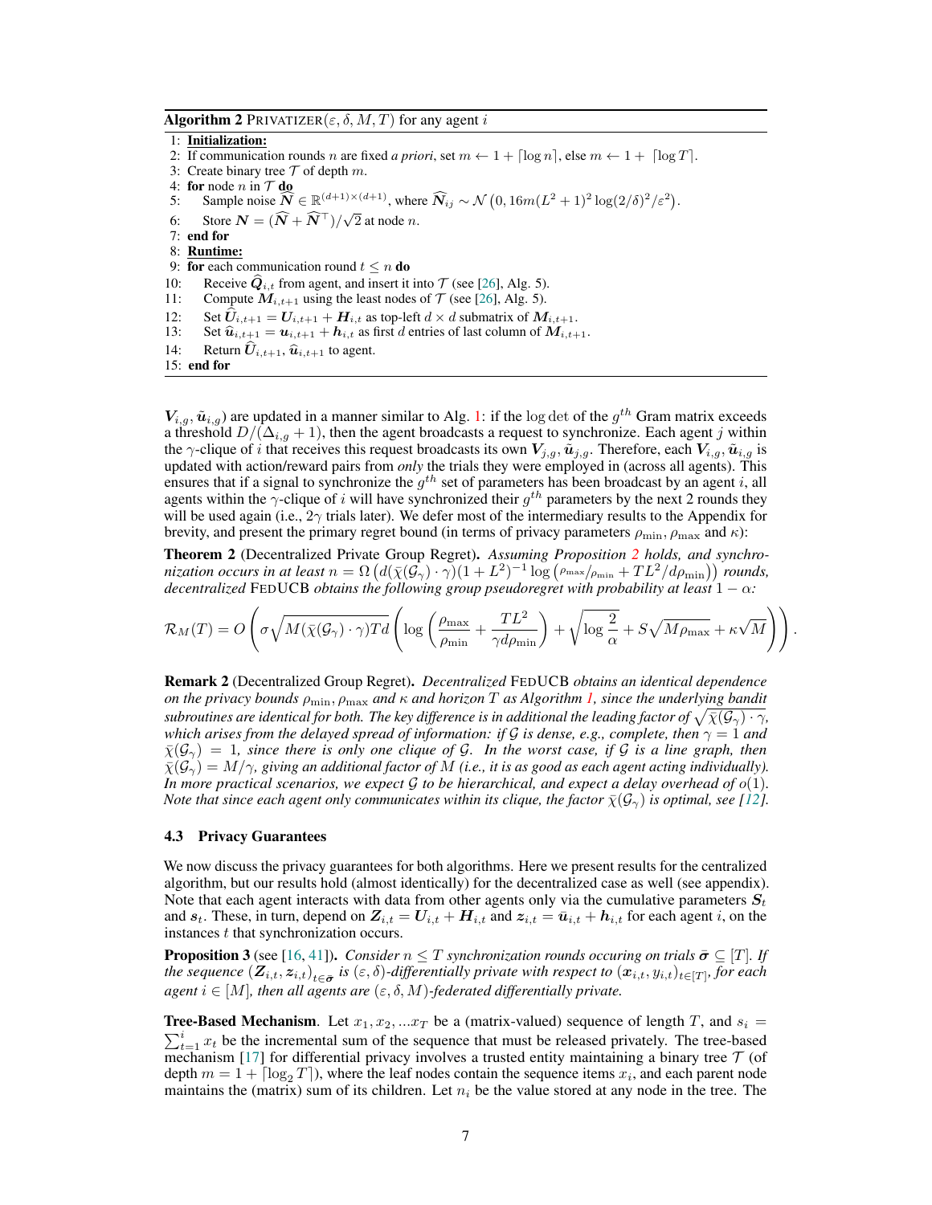**Algorithm 2** PRIVATIZER$(\varepsilon, \delta, M, T)$ for any agent $i$

```
1: Initialization:
2: If communication rounds n are fixed a priori, set m ← 1 + ⌈log n⌉, else m ← 1 + ⌈log T⌉.
3: Create binary tree T of depth m.
4: for node n in T do
5:     Sample noise N̂ ∈ R^{(d+1)×(d+1)}, where N̂_ij ~ N(0, 16m(L^2+1)^2 log(2/δ)^2/ε^2).
6:     Store N = (N̂ + N̂^⊤)/√2 at node n.
7: end for
8: Runtime:
9: for each communication round t ≤ n do
10:    Receive Q̂_{i,t} from agent, and insert it into T (see [26], Alg. 5).
11:    Compute M_{i,t+1} using the least nodes of T (see [26], Alg. 5).
12:    Set Û_{i,t+1} = U_{i,t+1} + H_{i,t} as top-left d × d submatrix of M_{i,t+1}.
13:    Set û_{i,t+1} = u_{i,t+1} + h_{i,t} as first d entries of last column of M_{i,t+1}.
14:    Return Û_{i,t+1}, û_{i,t+1} to agent.
15: end for
```

$\boldsymbol{V}_{i,g}, \tilde{\boldsymbol{u}}_{i,g}$) are updated in a manner similar to Alg. 1: if the $\log\det$ of the $g^{th}$ Gram matrix exceeds a threshold $D/(\Delta_{i,g}+1)$, then the agent broadcasts a request to synchronize. Each agent $j$ within the $\gamma$-clique of $i$ that receives this request broadcasts its own $\boldsymbol{V}_{j,g}, \tilde{\boldsymbol{u}}_{j,g}$. Therefore, each $\boldsymbol{V}_{i,g}, \tilde{\boldsymbol{u}}_{i,g}$ is updated with action/reward pairs from *only* the trials they were employed in (across all agents). This ensures that if a signal to synchronize the $g^{th}$ set of parameters has been broadcast by an agent $i$, all agents within the $\gamma$-clique of $i$ will have synchronized their $g^{th}$ parameters by the next 2 rounds they will be used again (i.e., $2\gamma$ trials later). We defer most of the intermediary results to the Appendix for brevity, and present the primary regret bound (in terms of privacy parameters $\rho_{\min}, \rho_{\max}$ and $\kappa$):

**Theorem 2** (Decentralized Private Group Regret)**.** *Assuming Proposition 2 holds, and synchronization occurs in at least $n = \Omega\left(d(\bar{\chi}(\mathcal{G}_\gamma)\cdot\gamma)(1+L^2)^{-1}\log\left({\rho_{\max}}/{\rho_{\min}} + TL^2/d\rho_{\min}\right)\right)$ rounds, decentralized* FEDUCB *obtains the following group pseudoregret with probability at least $1-\alpha$:*

$$\mathcal{R}_M(T) = O\left(\sigma\sqrt{M(\bar{\chi}(\mathcal{G}_\gamma)\cdot\gamma)Td}\left(\log\left(\frac{\rho_{\max}}{\rho_{\min}} + \frac{TL^2}{\gamma d\rho_{\min}}\right) + \sqrt{\log\frac{2}{\alpha}} + S\sqrt{M\rho_{\max}} + \kappa\sqrt{M}\right)\right).$$

**Remark 2** (Decentralized Group Regret)**.** *Decentralized* FEDUCB *obtains an identical dependence on the privacy bounds $\rho_{\min}, \rho_{\max}$ and $\kappa$ and horizon $T$ as Algorithm 1, since the underlying bandit subroutines are identical for both. The key difference is in additional the leading factor of $\sqrt{\bar{\chi}(\mathcal{G}_\gamma)\cdot\gamma}$, which arises from the delayed spread of information: if $\mathcal{G}$ is dense, e.g., complete, then $\gamma = 1$ and $\bar{\chi}(\mathcal{G}_\gamma) = 1$, since there is only one clique of $\mathcal{G}$. In the worst case, if $\mathcal{G}$ is a line graph, then $\bar{\chi}(\mathcal{G}_\gamma) = M/\gamma$, giving an additional factor of $M$ (i.e., it is as good as each agent acting individually). In more practical scenarios, we expect $\mathcal{G}$ to be hierarchical, and expect a delay overhead of $o(1)$. Note that since each agent only communicates within its clique, the factor $\bar{\chi}(\mathcal{G}_\gamma)$ is optimal, see [12].*

### 4.3 Privacy Guarantees

We now discuss the privacy guarantees for both algorithms. Here we present results for the centralized algorithm, but our results hold (almost identically) for the decentralized case as well (see appendix). Note that each agent interacts with data from other agents only via the cumulative parameters $\boldsymbol{S}_t$ and $\boldsymbol{s}_t$. These, in turn, depend on $\boldsymbol{Z}_{i,t} = \boldsymbol{U}_{i,t} + \boldsymbol{H}_{i,t}$ and $\boldsymbol{z}_{i,t} = \bar{\boldsymbol{u}}_{i,t} + \boldsymbol{h}_{i,t}$ for each agent $i$, on the instances $t$ that synchronization occurs.

**Proposition 3** (see [16, 41])**.** *Consider $n \leq T$ synchronization rounds occuring on trials $\bar{\boldsymbol{\sigma}} \subseteq [T]$. If the sequence $(\boldsymbol{Z}_{i,t}, \boldsymbol{z}_{i,t})_{t\in\bar{\boldsymbol{\sigma}}}$ is $(\varepsilon,\delta)$-differentially private with respect to $(\boldsymbol{x}_{i,t}, y_{i,t})_{t\in[T]}$, for each agent $i \in [M]$, then all agents are $(\varepsilon, \delta, M)$-federated differentially private.*

**Tree-Based Mechanism**. Let $x_1, x_2, ...x_T$ be a (matrix-valued) sequence of length $T$, and $s_i = \sum_{t=1}^{i} x_t$ be the incremental sum of the sequence that must be released privately. The tree-based mechanism [17] for differential privacy involves a trusted entity maintaining a binary tree $\mathcal{T}$ (of depth $m = 1 + \lceil\log_2 T\rceil$), where the leaf nodes contain the sequence items $x_i$, and each parent node maintains the (matrix) sum of its children. Let $n_i$ be the value stored at any node in the tree. The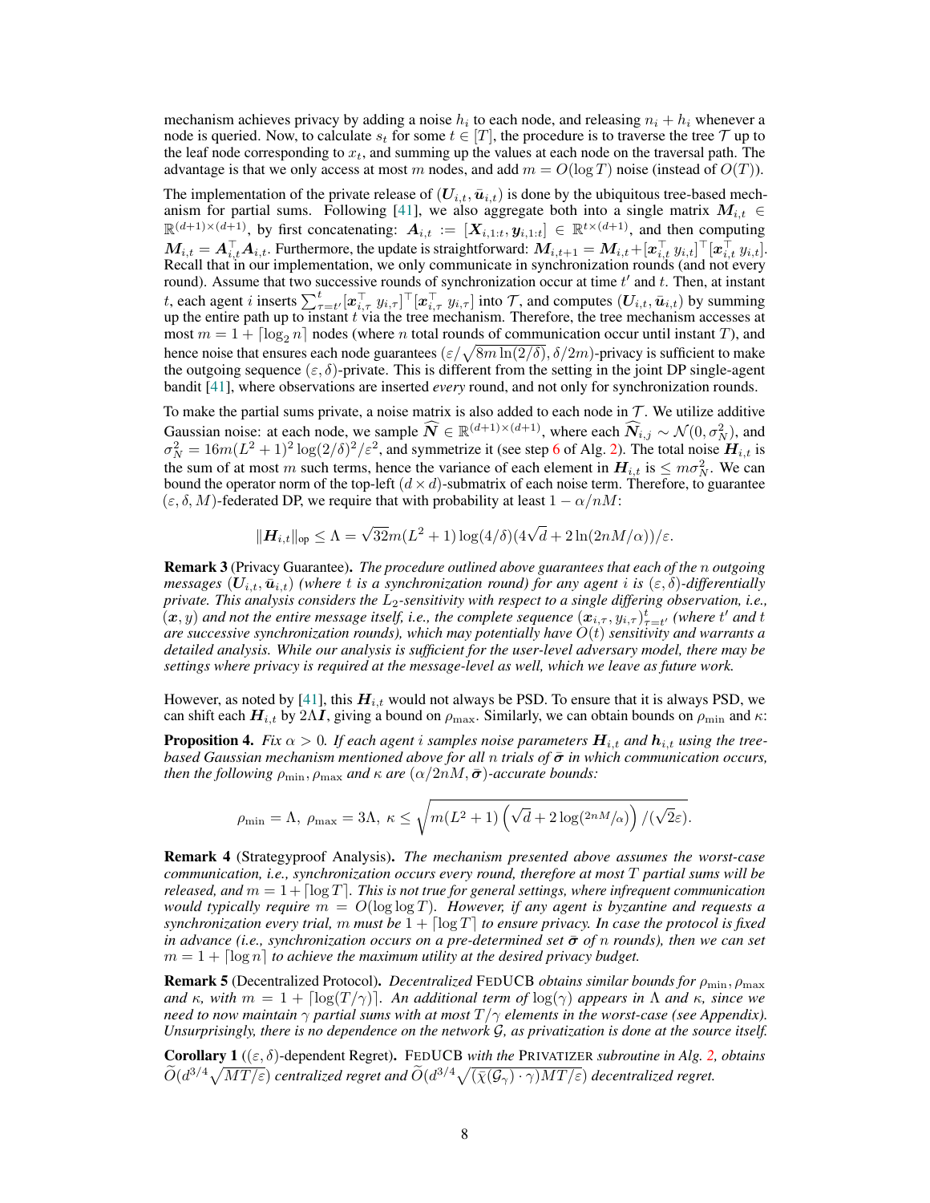mechanism achieves privacy by adding a noise $h_i$ to each node, and releasing $n_i + h_i$ whenever a node is queried. Now, to calculate $s_t$ for some $t \in [T]$, the procedure is to traverse the tree $\mathcal{T}$ up to the leaf node corresponding to $x_t$, and summing up the values at each node on the traversal path. The advantage is that we only access at most $m$ nodes, and add $m = O(\log T)$ noise (instead of $O(T)$).

The implementation of the private release of $(\boldsymbol{U}_{i,t}, \bar{\boldsymbol{u}}_{i,t})$ is done by the ubiquitous tree-based mechanism for partial sums. Following [41], we also aggregate both into a single matrix $\boldsymbol{M}_{i,t} \in \mathbb{R}^{(d+1)\times(d+1)}$, by first concatenating: $\boldsymbol{A}_{i,t} := [\boldsymbol{X}_{i,1:t}, \boldsymbol{y}_{i,1:t}] \in \mathbb{R}^{t\times(d+1)}$, and then computing $\boldsymbol{M}_{i,t} = \boldsymbol{A}_{i,t}^\top \boldsymbol{A}_{i,t}$. Furthermore, the update is straightforward: $\boldsymbol{M}_{i,t+1} = \boldsymbol{M}_{i,t} + [\boldsymbol{x}_{i,t}^\top \, y_{i,t}]^\top [\boldsymbol{x}_{i,t}^\top \, y_{i,t}]$. Recall that in our implementation, we only communicate in synchronization rounds (and not every round). Assume that two successive rounds of synchronization occur at time $t'$ and $t$. Then, at instant $t$, each agent $i$ inserts $\sum_{\tau=t'}^{t} [\boldsymbol{x}_{i,\tau}^\top \, y_{i,\tau}]^\top [\boldsymbol{x}_{i,\tau}^\top \, y_{i,\tau}]$ into $\mathcal{T}$, and computes $(\boldsymbol{U}_{i,t}, \bar{\boldsymbol{u}}_{i,t})$ by summing up the entire path up to instant $t$ via the tree mechanism. Therefore, the tree mechanism accesses at most $m = 1 + \lceil \log_2 n \rceil$ nodes (where $n$ total rounds of communication occur until instant $T$), and hence noise that ensures each node guarantees $(\varepsilon/\sqrt{8m \ln(2/\delta)}, \delta/2m)$-privacy is sufficient to make the outgoing sequence $(\varepsilon, \delta)$-private. This is different from the setting in the joint DP single-agent bandit [41], where observations are inserted *every* round, and not only for synchronization rounds.

To make the partial sums private, a noise matrix is also added to each node in $\mathcal{T}$. We utilize additive Gaussian noise: at each node, we sample $\widehat{\boldsymbol{N}} \in \mathbb{R}^{(d+1)\times(d+1)}$, where each $\widehat{\boldsymbol{N}}_{i,j} \sim \mathcal{N}(0, \sigma_N^2)$, and $\sigma_N^2 = 16m(L^2+1)^2 \log(2/\delta)^2/\varepsilon^2$, and symmetrize it (see step 6 of Alg. 2). The total noise $\boldsymbol{H}_{i,t}$ is the sum of at most $m$ such terms, hence the variance of each element in $\boldsymbol{H}_{i,t}$ is $\leq m\sigma_N^2$. We can bound the operator norm of the top-left $(d \times d)$-submatrix of each noise term. Therefore, to guarantee $(\varepsilon, \delta, M)$-federated DP, we require that with probability at least $1 - \alpha/nM$:

$$\|\boldsymbol{H}_{i,t}\|_{\text{op}} \leq \Lambda = \sqrt{32}m(L^2+1)\log(4/\delta)(4\sqrt{d} + 2\ln(2nM/\alpha))/\varepsilon.$$

**Remark 3** (Privacy Guarantee). *The procedure outlined above guarantees that each of the $n$ outgoing messages $(\boldsymbol{U}_{i,t}, \bar{\boldsymbol{u}}_{i,t})$ (where $t$ is a synchronization round) for any agent $i$ is $(\varepsilon, \delta)$-differentially private. This analysis considers the $L_2$-sensitivity with respect to a single differing observation, i.e., $(\boldsymbol{x}, y)$ and not the entire message itself, i.e., the complete sequence $(\boldsymbol{x}_{i,\tau}, y_{i,\tau})_{\tau=t'}^{t}$ (where $t'$ and $t$ are successive synchronization rounds), which may potentially have $O(t)$ sensitivity and warrants a detailed analysis. While our analysis is sufficient for the user-level adversary model, there may be settings where privacy is required at the message-level as well, which we leave as future work.*

However, as noted by [41], this $\boldsymbol{H}_{i,t}$ would not always be PSD. To ensure that it is always PSD, we can shift each $\boldsymbol{H}_{i,t}$ by $2\Lambda\boldsymbol{I}$, giving a bound on $\rho_{\max}$. Similarly, we can obtain bounds on $\rho_{\min}$ and $\kappa$:

**Proposition 4.** *Fix $\alpha > 0$. If each agent $i$ samples noise parameters $\boldsymbol{H}_{i,t}$ and $\boldsymbol{h}_{i,t}$ using the tree-based Gaussian mechanism mentioned above for all $n$ trials of $\bar{\boldsymbol{\sigma}}$ in which communication occurs, then the following $\rho_{\min}, \rho_{\max}$ and $\kappa$ are $(\alpha/2nM, \bar{\boldsymbol{\sigma}})$-accurate bounds:*

$$\rho_{\min} = \Lambda, \; \rho_{\max} = 3\Lambda, \; \kappa \leq \sqrt{m(L^2+1)\left(\sqrt{d} + 2\log(^{2nM}/_{\alpha})\right)/(\sqrt{2}\varepsilon)}.$$

**Remark 4** (Strategyproof Analysis). *The mechanism presented above assumes the worst-case communication, i.e., synchronization occurs every round, therefore at most $T$ partial sums will be released, and $m = 1 + \lceil \log T \rceil$. This is not true for general settings, where infrequent communication would typically require $m = O(\log \log T)$. However, if any agent is byzantine and requests a synchronization every trial, $m$ must be $1 + \lceil \log T \rceil$ to ensure privacy. In case the protocol is fixed in advance (i.e., synchronization occurs on a pre-determined set $\bar{\boldsymbol{\sigma}}$ of $n$ rounds), then we can set $m = 1 + \lceil \log n \rceil$ to achieve the maximum utility at the desired privacy budget.*

**Remark 5** (Decentralized Protocol). *Decentralized* FedUCB *obtains similar bounds for $\rho_{\min}, \rho_{\max}$ and $\kappa$, with $m = 1 + \lceil \log(T/\gamma) \rceil$. An additional term of $\log(\gamma)$ appears in $\Lambda$ and $\kappa$, since we need to now maintain $\gamma$ partial sums with at most $T/\gamma$ elements in the worst-case (see Appendix). Unsurprisingly, there is no dependence on the network $\mathcal{G}$, as privatization is done at the source itself.*

**Corollary 1** ($(\varepsilon, \delta)$-dependent Regret). FedUCB *with the* Privatizer *subroutine in Alg. 2, obtains $\widetilde{O}(d^{3/4}\sqrt{MT/\varepsilon})$ centralized regret and $\widetilde{O}(d^{3/4}\sqrt{(\bar{\chi}(\mathcal{G}_\gamma) \cdot \gamma)MT/\varepsilon})$ decentralized regret.*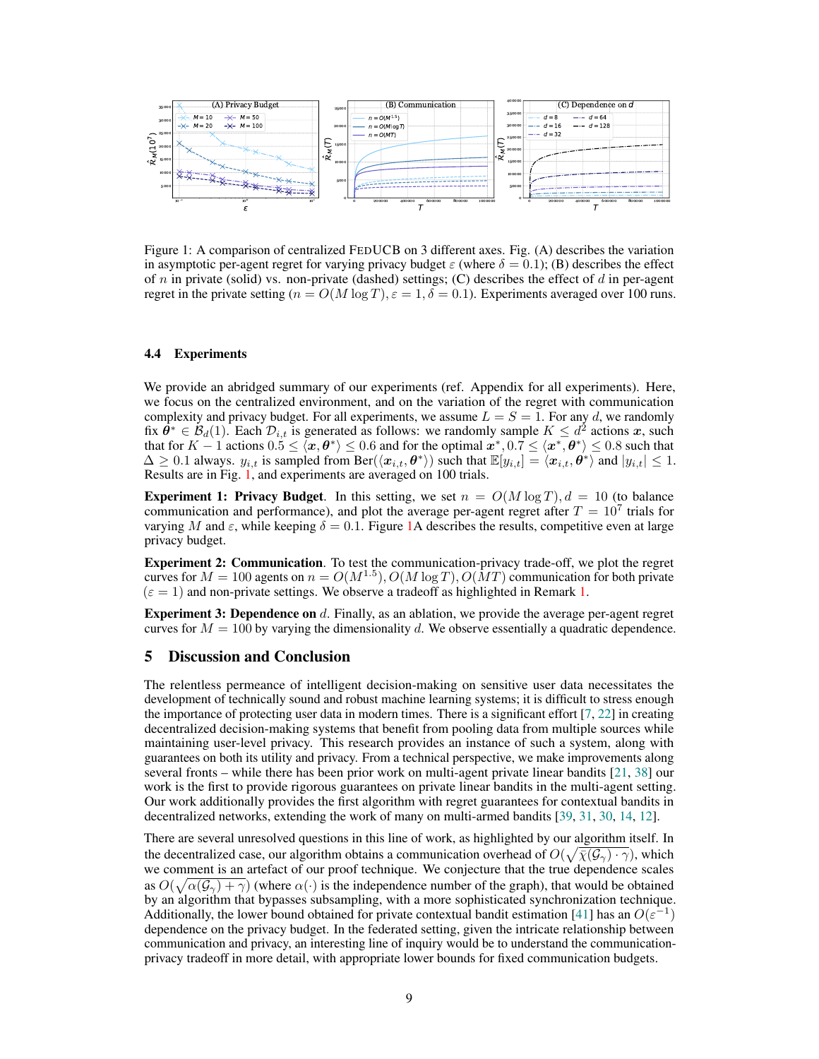Figure 1: A comparison of centralized FEDUCB on 3 different axes. Fig. (A) describes the variation in asymptotic per-agent regret for varying privacy budget $\varepsilon$ (where $\delta = 0.1$); (B) describes the effect of $n$ in private (solid) vs. non-private (dashed) settings; (C) describes the effect of $d$ in per-agent regret in the private setting ($n = O(M \log T), \varepsilon = 1, \delta = 0.1$). Experiments averaged over 100 runs.

### 4.4 Experiments

We provide an abridged summary of our experiments (ref. Appendix for all experiments). Here, we focus on the centralized environment, and on the variation of the regret with communication complexity and privacy budget. For all experiments, we assume $L = S = 1$. For any $d$, we randomly fix $\boldsymbol{\theta}^* \in \mathcal{B}_d(1)$. Each $\mathcal{D}_{i,t}$ is generated as follows: we randomly sample $K \leq d^2$ actions $\boldsymbol{x}$, such that for $K-1$ actions $0.5 \leq \langle \boldsymbol{x}, \boldsymbol{\theta}^* \rangle \leq 0.6$ and for the optimal $\boldsymbol{x}^*$, $0.7 \leq \langle \boldsymbol{x}^*, \boldsymbol{\theta}^* \rangle \leq 0.8$ such that $\Delta \geq 0.1$ always. $y_{i,t}$ is sampled from $\text{Ber}(\langle \boldsymbol{x}_{i,t}, \boldsymbol{\theta}^* \rangle)$ such that $\mathbb{E}[y_{i,t}] = \langle \boldsymbol{x}_{i,t}, \boldsymbol{\theta}^* \rangle$ and $|y_{i,t}| \leq 1$. Results are in Fig. 1, and experiments are averaged on 100 trials.

**Experiment 1: Privacy Budget**. In this setting, we set $n = O(M \log T), d = 10$ (to balance communication and performance), and plot the average per-agent regret after $T = 10^7$ trials for varying $M$ and $\varepsilon$, while keeping $\delta = 0.1$. Figure 1A describes the results, competitive even at large privacy budget.

**Experiment 2: Communication**. To test the communication-privacy trade-off, we plot the regret curves for $M = 100$ agents on $n = O(M^{1.5}), O(M \log T), O(MT)$ communication for both private ($\varepsilon = 1$) and non-private settings. We observe a tradeoff as highlighted in Remark 1.

**Experiment 3: Dependence on** $d$. Finally, as an ablation, we provide the average per-agent regret curves for $M = 100$ by varying the dimensionality $d$. We observe essentially a quadratic dependence.

## 5 Discussion and Conclusion

The relentless permeance of intelligent decision-making on sensitive user data necessitates the development of technically sound and robust machine learning systems; it is difficult to stress enough the importance of protecting user data in modern times. There is a significant effort [7, 22] in creating decentralized decision-making systems that benefit from pooling data from multiple sources while maintaining user-level privacy. This research provides an instance of such a system, along with guarantees on both its utility and privacy. From a technical perspective, we make improvements along several fronts – while there has been prior work on multi-agent private linear bandits [21, 38] our work is the first to provide rigorous guarantees on private linear bandits in the multi-agent setting. Our work additionally provides the first algorithm with regret guarantees for contextual bandits in decentralized networks, extending the work of many on multi-armed bandits [39, 31, 30, 14, 12].

There are several unresolved questions in this line of work, as highlighted by our algorithm itself. In the decentralized case, our algorithm obtains a communication overhead of $O(\sqrt{\bar{\chi}(\mathcal{G}_\gamma) \cdot \gamma})$, which we comment is an artefact of our proof technique. We conjecture that the true dependence scales as $O(\sqrt{\alpha(\mathcal{G}_\gamma) + \gamma})$ (where $\alpha(\cdot)$ is the independence number of the graph), that would be obtained by an algorithm that bypasses subsampling, with a more sophisticated synchronization technique. Additionally, the lower bound obtained for private contextual bandit estimation [41] has an $O(\varepsilon^{-1})$ dependence on the privacy budget. In the federated setting, given the intricate relationship between communication and privacy, an interesting line of inquiry would be to understand the communication-privacy tradeoff in more detail, with appropriate lower bounds for fixed communication budgets.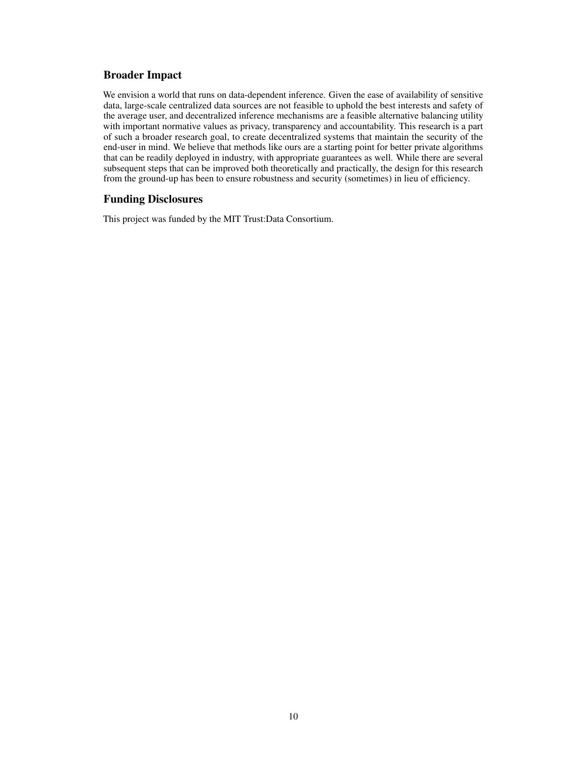## Broader Impact

We envision a world that runs on data-dependent inference. Given the ease of availability of sensitive data, large-scale centralized data sources are not feasible to uphold the best interests and safety of the average user, and decentralized inference mechanisms are a feasible alternative balancing utility with important normative values as privacy, transparency and accountability. This research is a part of such a broader research goal, to create decentralized systems that maintain the security of the end-user in mind. We believe that methods like ours are a starting point for better private algorithms that can be readily deployed in industry, with appropriate guarantees as well. While there are several subsequent steps that can be improved both theoretically and practically, the design for this research from the ground-up has been to ensure robustness and security (sometimes) in lieu of efficiency.

## Funding Disclosures

This project was funded by the MIT Trust:Data Consortium.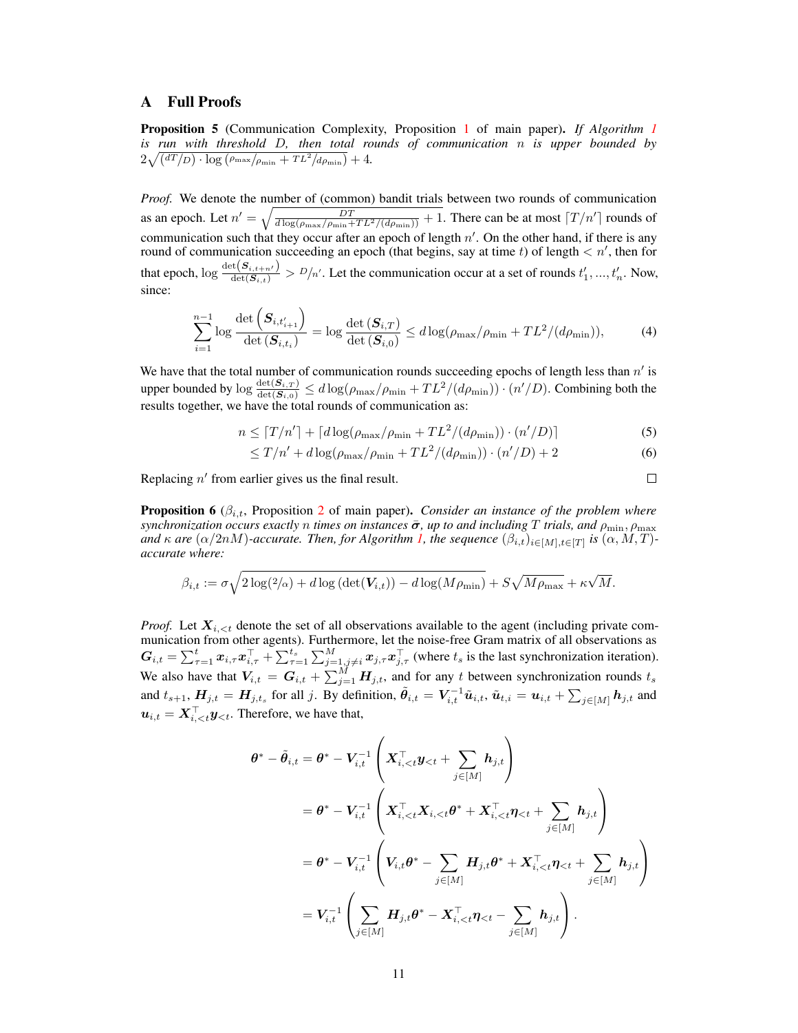## A Full Proofs

**Proposition 5** (Communication Complexity, Proposition 1 of main paper)**.** *If Algorithm 1 is run with threshold $D$, then total rounds of communication $n$ is upper bounded by $2\sqrt{(dT/D)} \cdot \log\left(\rho_{\max}/\rho_{\min} + TL^2/d\rho_{\min}\right) + 4$.*

*Proof.* We denote the number of (common) bandit trials between two rounds of communication as an epoch. Let $n' = \sqrt{\frac{DT}{d\log(\rho_{\max}/\rho_{\min} + TL^2/(d\rho_{\min}))}} + 1$. There can be at most $\lceil T/n' \rceil$ rounds of communication such that they occur after an epoch of length $n'$. On the other hand, if there is any round of communication succeeding an epoch (that begins, say at time $t$) of length $< n'$, then for that epoch, $\log \frac{\det(\boldsymbol{S}_{i,t+n'})}{\det(\boldsymbol{S}_{i,t})} > D/n'$. Let the communication occur at a set of rounds $t'_1, ..., t'_n$. Now, since:

$$
\sum_{i=1}^{n-1} \log \frac{\det\left(\boldsymbol{S}_{i,t'_{i+1}}\right)}{\det\left(\boldsymbol{S}_{i,t_i}\right)} = \log \frac{\det\left(\boldsymbol{S}_{i,T}\right)}{\det\left(\boldsymbol{S}_{i,0}\right)} \leq d\log(\rho_{\max}/\rho_{\min} + TL^2/(d\rho_{\min})), \tag{4}
$$

We have that the total number of communication rounds succeeding epochs of length less than $n'$ is upper bounded by $\log \frac{\det(\boldsymbol{S}_{i,T})}{\det(\boldsymbol{S}_{i,0})} \leq d\log(\rho_{\max}/\rho_{\min} + TL^2/(d\rho_{\min})) \cdot (n'/D)$. Combining both the results together, we have the total rounds of communication as:

$$
\begin{aligned}
n &\leq \lceil T/n' \rceil + \lceil d\log(\rho_{\max}/\rho_{\min} + TL^2/(d\rho_{\min})) \cdot (n'/D) \rceil &(5)\\
&\leq T/n' + d\log(\rho_{\max}/\rho_{\min} + TL^2/(d\rho_{\min})) \cdot (n'/D) + 2 &(6)
\end{aligned}
$$

Replacing $n'$ from earlier gives us the final result. □

**Proposition 6** ($\beta_{i,t}$, Proposition 2 of main paper)**.** *Consider an instance of the problem where synchronization occurs exactly $n$ times on instances $\tilde{\boldsymbol{\sigma}}$, up to and including $T$ trials, and $\rho_{\min}, \rho_{\max}$ and $\kappa$ are $(\alpha/2nM)$-accurate. Then, for Algorithm 1, the sequence $(\beta_{i,t})_{i\in[M],t\in[T]}$ is $(\alpha, M, T)$-accurate where:*

$$
\beta_{i,t} := \sigma\sqrt{2\log(2/\alpha) + d\log\left(\det(\boldsymbol{V}_{i,t})\right) - d\log(M\rho_{\min})} + S\sqrt{M\rho_{\max}} + \kappa\sqrt{M}.
$$

*Proof.* Let $\boldsymbol{X}_{i,<t}$ denote the set of all observations available to the agent (including private communication from other agents). Furthermore, let the noise-free Gram matrix of all observations as $\boldsymbol{G}_{i,t} = \sum_{\tau=1}^{t} \boldsymbol{x}_{i,\tau}\boldsymbol{x}_{i,\tau}^\top + \sum_{\tau=1}^{t_s}\sum_{j=1, j\neq i}^{M} \boldsymbol{x}_{j,\tau}\boldsymbol{x}_{j,\tau}^\top$ (where $t_s$ is the last synchronization iteration). We also have that $\boldsymbol{V}_{i,t} = \boldsymbol{G}_{i,t} + \sum_{j=1}^{M} \boldsymbol{H}_{j,t}$, and for any $t$ between synchronization rounds $t_s$ and $t_{s+1}$, $\boldsymbol{H}_{j,t} = \boldsymbol{H}_{j,t_s}$ for all $j$. By definition, $\tilde{\boldsymbol{\theta}}_{i,t} = \boldsymbol{V}_{i,t}^{-1}\tilde{\boldsymbol{u}}_{i,t}$, $\tilde{\boldsymbol{u}}_{t,i} = \boldsymbol{u}_{i,t} + \sum_{j\in[M]} \boldsymbol{h}_{j,t}$ and $\boldsymbol{u}_{i,t} = \boldsymbol{X}_{i,<t}^\top \boldsymbol{y}_{<t}$. Therefore, we have that,

$$
\begin{aligned}
\boldsymbol{\theta}^* - \tilde{\boldsymbol{\theta}}_{i,t} &= \boldsymbol{\theta}^* - \boldsymbol{V}_{i,t}^{-1}\left(\boldsymbol{X}_{i,<t}^\top \boldsymbol{y}_{<t} + \sum_{j\in[M]} \boldsymbol{h}_{j,t}\right) \\
&= \boldsymbol{\theta}^* - \boldsymbol{V}_{i,t}^{-1}\left(\boldsymbol{X}_{i,<t}^\top \boldsymbol{X}_{i,<t}\boldsymbol{\theta}^* + \boldsymbol{X}_{i,<t}^\top \boldsymbol{\eta}_{<t} + \sum_{j\in[M]} \boldsymbol{h}_{j,t}\right) \\
&= \boldsymbol{\theta}^* - \boldsymbol{V}_{i,t}^{-1}\left(\boldsymbol{V}_{i,t}\boldsymbol{\theta}^* - \sum_{j\in[M]} \boldsymbol{H}_{j,t}\boldsymbol{\theta}^* + \boldsymbol{X}_{i,<t}^\top \boldsymbol{\eta}_{<t} + \sum_{j\in[M]} \boldsymbol{h}_{j,t}\right) \\
&= \boldsymbol{V}_{i,t}^{-1}\left(\sum_{j\in[M]} \boldsymbol{H}_{j,t}\boldsymbol{\theta}^* - \boldsymbol{X}_{i,<t}^\top \boldsymbol{\eta}_{<t} - \sum_{j\in[M]} \boldsymbol{h}_{j,t}\right).
\end{aligned}
$$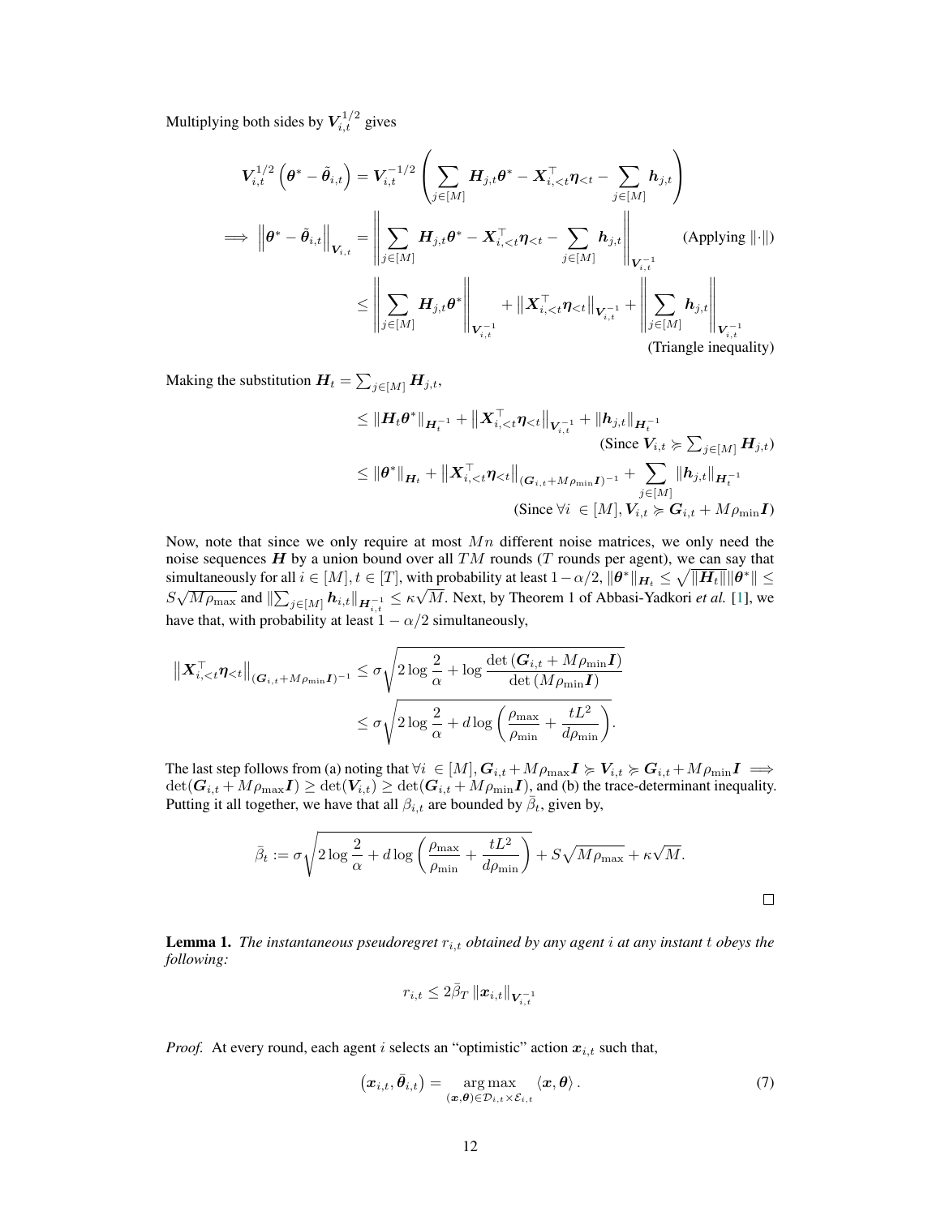Multiplying both sides by $\boldsymbol{V}_{i,t}^{1/2}$ gives

$$
\begin{aligned}
\boldsymbol{V}_{i,t}^{1/2}\left(\boldsymbol{\theta}^* - \tilde{\boldsymbol{\theta}}_{i,t}\right) &= \boldsymbol{V}_{i,t}^{-1/2}\left(\sum_{j\in[M]} \boldsymbol{H}_{j,t}\boldsymbol{\theta}^* - \boldsymbol{X}_{i,<t}^\top \boldsymbol{\eta}_{<t} - \sum_{j\in[M]} \boldsymbol{h}_{j,t}\right) \\
\implies \left\|\boldsymbol{\theta}^* - \tilde{\boldsymbol{\theta}}_{i,t}\right\|_{\boldsymbol{V}_{i,t}} &= \left\|\sum_{j\in[M]} \boldsymbol{H}_{j,t}\boldsymbol{\theta}^* - \boldsymbol{X}_{i,<t}^\top \boldsymbol{\eta}_{<t} - \sum_{j\in[M]} \boldsymbol{h}_{j,t}\right\|_{\boldsymbol{V}_{i,t}^{-1}} \quad \text{(Applying } \|\cdot\|\text{)} \\
&\le \left\|\sum_{j\in[M]} \boldsymbol{H}_{j,t}\boldsymbol{\theta}^*\right\|_{\boldsymbol{V}_{i,t}^{-1}} + \left\|\boldsymbol{X}_{i,<t}^\top \boldsymbol{\eta}_{<t}\right\|_{\boldsymbol{V}_{i,t}^{-1}} + \left\|\sum_{j\in[M]} \boldsymbol{h}_{j,t}\right\|_{\boldsymbol{V}_{i,t}^{-1}} \\
&\qquad \text{(Triangle inequality)}
\end{aligned}
$$

Making the substitution $\boldsymbol{H}_t = \sum_{j\in[M]} \boldsymbol{H}_{j,t}$,

$$
\begin{aligned}
&\le \|\boldsymbol{H}_t\boldsymbol{\theta}^*\|_{\boldsymbol{H}_t^{-1}} + \left\|\boldsymbol{X}_{i,<t}^\top \boldsymbol{\eta}_{<t}\right\|_{\boldsymbol{V}_{i,t}^{-1}} + \|\boldsymbol{h}_{j,t}\|_{\boldsymbol{H}_t^{-1}} \\
&\qquad \text{(Since } \boldsymbol{V}_{i,t} \succcurlyeq \textstyle\sum_{j\in[M]} \boldsymbol{H}_{j,t}\text{)} \\
&\le \|\boldsymbol{\theta}^*\|_{\boldsymbol{H}_t} + \left\|\boldsymbol{X}_{i,<t}^\top \boldsymbol{\eta}_{<t}\right\|_{(\boldsymbol{G}_{i,t}+M\rho_{\min}\boldsymbol{I})^{-1}} + \sum_{j\in[M]} \|\boldsymbol{h}_{j,t}\|_{\boldsymbol{H}_t^{-1}} \\
&\qquad \text{(Since } \forall i \in [M], \boldsymbol{V}_{i,t} \succcurlyeq \boldsymbol{G}_{i,t} + M\rho_{\min}\boldsymbol{I}\text{)}
\end{aligned}
$$

Now, note that since we only require at most $Mn$ different noise matrices, we only need the noise sequences $\boldsymbol{H}$ by a union bound over all $TM$ rounds ($T$ rounds per agent), we can say that simultaneously for all $i \in [M], t \in [T]$, with probability at least $1-\alpha/2$, $\|\boldsymbol{\theta}^*\|_{\boldsymbol{H}_t} \le \sqrt{\|\boldsymbol{H}_t\|}\|\boldsymbol{\theta}^*\| \le S\sqrt{M\rho_{\max}}$ and $\|\sum_{j\in[M]} \boldsymbol{h}_{i,t}\|_{\boldsymbol{H}_{i,t}^{-1}} \le \kappa\sqrt{M}$. Next, by Theorem 1 of Abbasi-Yadkori *et al.* [1], we have that, with probability at least $1-\alpha/2$ simultaneously,

$$
\begin{aligned}
\left\|\boldsymbol{X}_{i,<t}^\top \boldsymbol{\eta}_{<t}\right\|_{(\boldsymbol{G}_{i,t}+M\rho_{\min}\boldsymbol{I})^{-1}} &\le \sigma\sqrt{2\log\frac{2}{\alpha} + \log\frac{\det\left(\boldsymbol{G}_{i,t}+M\rho_{\min}\boldsymbol{I}\right)}{\det\left(M\rho_{\min}\boldsymbol{I}\right)}} \\
&\le \sigma\sqrt{2\log\frac{2}{\alpha} + d\log\left(\frac{\rho_{\max}}{\rho_{\min}} + \frac{tL^2}{d\rho_{\min}}\right)}.
\end{aligned}
$$

The last step follows from (a) noting that $\forall i \in [M], \boldsymbol{G}_{i,t} + M\rho_{\max}\boldsymbol{I} \succcurlyeq \boldsymbol{V}_{i,t} \succcurlyeq \boldsymbol{G}_{i,t} + M\rho_{\min}\boldsymbol{I} \implies \det(\boldsymbol{G}_{i,t} + M\rho_{\max}\boldsymbol{I}) \ge \det(\boldsymbol{V}_{i,t}) \ge \det(\boldsymbol{G}_{i,t} + M\rho_{\min}\boldsymbol{I})$, and (b) the trace-determinant inequality. Putting it all together, we have that all $\beta_{i,t}$ are bounded by $\bar{\beta}_t$, given by,

$$
\bar{\beta}_t := \sigma\sqrt{2\log\frac{2}{\alpha} + d\log\left(\frac{\rho_{\max}}{\rho_{\min}} + \frac{tL^2}{d\rho_{\min}}\right)} + S\sqrt{M\rho_{\max}} + \kappa\sqrt{M}.
$$

□

**Lemma 1.** *The instantaneous pseudoregret $r_{i,t}$ obtained by any agent $i$ at any instant $t$ obeys the following:*

$$
r_{i,t} \le 2\bar{\beta}_T \left\|\boldsymbol{x}_{i,t}\right\|_{\boldsymbol{V}_{i,t}^{-1}}
$$

*Proof.* At every round, each agent $i$ selects an "optimistic" action $\boldsymbol{x}_{i,t}$ such that,

$$
\left(\boldsymbol{x}_{i,t}, \bar{\boldsymbol{\theta}}_{i,t}\right) = \underset{(\boldsymbol{x},\boldsymbol{\theta})\in\mathcal{D}_{i,t}\times\mathcal{E}_{i,t}}{\arg\max} \langle \boldsymbol{x}, \boldsymbol{\theta}\rangle. \tag{7}
$$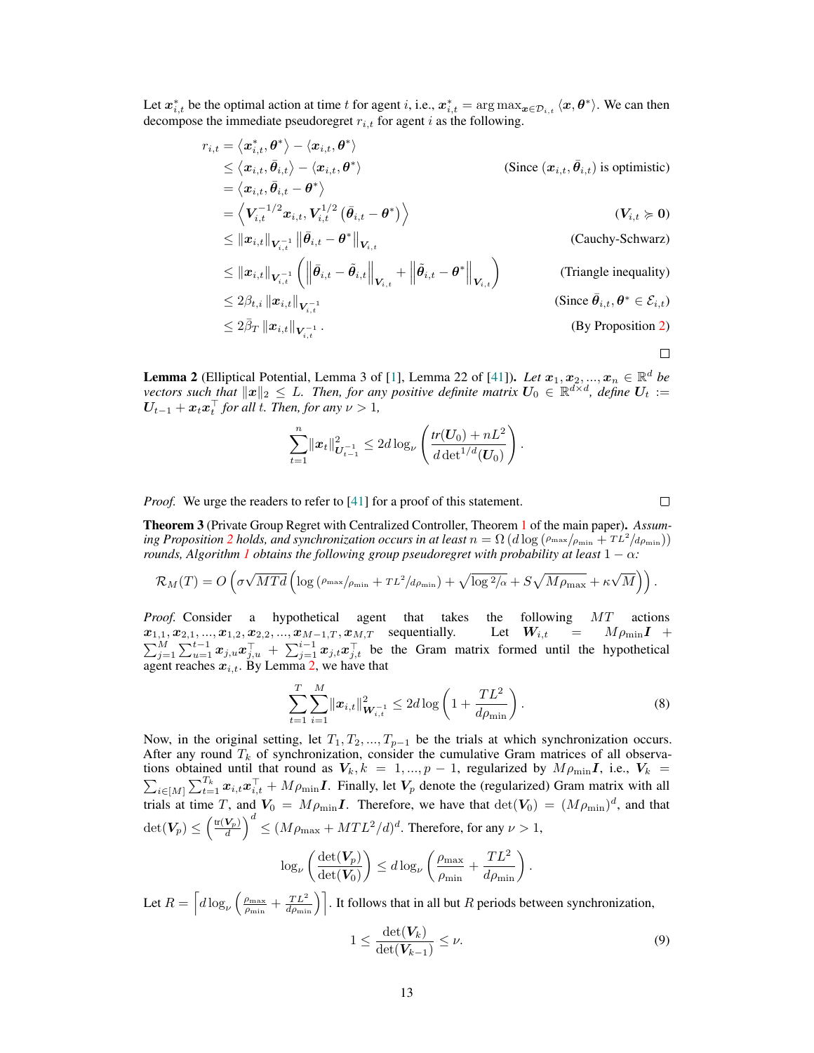Let $\boldsymbol{x}_{i,t}^*$ be the optimal action at time $t$ for agent $i$, i.e., $\boldsymbol{x}_{i,t}^* = \arg\max_{\boldsymbol{x} \in \mathcal{D}_{i,t}} \langle \boldsymbol{x}, \boldsymbol{\theta}^* \rangle$. We can then decompose the immediate pseudoregret $r_{i,t}$ for agent $i$ as the following.

$$
\begin{aligned}
r_{i,t} &= \langle \boldsymbol{x}_{i,t}^*, \boldsymbol{\theta}^* \rangle - \langle \boldsymbol{x}_{i,t}, \boldsymbol{\theta}^* \rangle \\
&\leq \langle \boldsymbol{x}_{i,t}, \bar{\boldsymbol{\theta}}_{i,t} \rangle - \langle \boldsymbol{x}_{i,t}, \boldsymbol{\theta}^* \rangle && \text{(Since } (\boldsymbol{x}_{i,t}, \bar{\boldsymbol{\theta}}_{i,t}) \text{ is optimistic)} \\
&= \langle \boldsymbol{x}_{i,t}, \bar{\boldsymbol{\theta}}_{i,t} - \boldsymbol{\theta}^* \rangle \\
&= \left\langle \boldsymbol{V}_{i,t}^{-1/2} \boldsymbol{x}_{i,t}, \boldsymbol{V}_{i,t}^{1/2} \left( \bar{\boldsymbol{\theta}}_{i,t} - \boldsymbol{\theta}^* \right) \right\rangle && (\boldsymbol{V}_{i,t} \succcurlyeq \boldsymbol{0}) \\
&\leq \|\boldsymbol{x}_{i,t}\|_{\boldsymbol{V}_{i,t}^{-1}} \left\| \bar{\boldsymbol{\theta}}_{i,t} - \boldsymbol{\theta}^* \right\|_{\boldsymbol{V}_{i,t}} && \text{(Cauchy-Schwarz)} \\
&\leq \|\boldsymbol{x}_{i,t}\|_{\boldsymbol{V}_{i,t}^{-1}} \left( \left\| \bar{\boldsymbol{\theta}}_{i,t} - \tilde{\boldsymbol{\theta}}_{i,t} \right\|_{\boldsymbol{V}_{i,t}} + \left\| \tilde{\boldsymbol{\theta}}_{i,t} - \boldsymbol{\theta}^* \right\|_{\boldsymbol{V}_{i,t}} \right) && \text{(Triangle inequality)} \\
&\leq 2\beta_{t,i} \|\boldsymbol{x}_{i,t}\|_{\boldsymbol{V}_{i,t}^{-1}} && \text{(Since } \bar{\boldsymbol{\theta}}_{i,t}, \boldsymbol{\theta}^* \in \mathcal{E}_{i,t}) \\
&\leq 2\bar{\beta}_T \|\boldsymbol{x}_{i,t}\|_{\boldsymbol{V}_{i,t}^{-1}}. && \text{(By Proposition 2)}
\end{aligned}
$$

□

**Lemma 2** (Elliptical Potential, Lemma 3 of [1], Lemma 22 of [41]). *Let $\boldsymbol{x}_1, \boldsymbol{x}_2, ..., \boldsymbol{x}_n \in \mathbb{R}^d$ be vectors such that $\|\boldsymbol{x}\|_2 \leq L$. Then, for any positive definite matrix $\boldsymbol{U}_0 \in \mathbb{R}^{d \times d}$, define $\boldsymbol{U}_t := \boldsymbol{U}_{t-1} + \boldsymbol{x}_t \boldsymbol{x}_t^\top$ for all $t$. Then, for any $\nu > 1$,*

$$
\sum_{t=1}^{n} \|\boldsymbol{x}_t\|_{\boldsymbol{U}_{t-1}^{-1}}^2 \leq 2d \log_\nu \left( \frac{tr(\boldsymbol{U}_0) + nL^2}{d \det^{1/d}(\boldsymbol{U}_0)} \right).
$$

*Proof.* We urge the readers to refer to [41] for a proof of this statement. □

**Theorem 3** (Private Group Regret with Centralized Controller, Theorem 1 of the main paper). *Assuming Proposition 2 holds, and synchronization occurs in at least $n = \Omega\left(d \log\left(\rho_{\max}/\rho_{\min} + TL^2/d\rho_{\min}\right)\right)$ rounds, Algorithm 1 obtains the following group pseudoregret with probability at least $1 - \alpha$:*

$$
\mathcal{R}_M(T) = O\left( \sigma \sqrt{MTd} \left( \log\left(\rho_{\max}/\rho_{\min} + TL^2/d\rho_{\min}\right) + \sqrt{\log 2/\alpha} + S\sqrt{M\rho_{\max}} + \kappa\sqrt{M} \right) \right).
$$

*Proof.* Consider a hypothetical agent that takes the following $MT$ actions $\boldsymbol{x}_{1,1}, \boldsymbol{x}_{2,1}, ..., \boldsymbol{x}_{1,2}, \boldsymbol{x}_{2,2}, ..., \boldsymbol{x}_{M-1,T}, \boldsymbol{x}_{M,T}$ sequentially. Let $\boldsymbol{W}_{i,t} = M\rho_{\min}\boldsymbol{I} + \sum_{j=1}^{M} \sum_{u=1}^{t-1} \boldsymbol{x}_{j,u}\boldsymbol{x}_{j,u}^\top + \sum_{j=1}^{i-1} \boldsymbol{x}_{j,t}\boldsymbol{x}_{j,t}^\top$ be the Gram matrix formed until the hypothetical agent reaches $\boldsymbol{x}_{i,t}$. By Lemma 2, we have that

$$
\sum_{t=1}^{T} \sum_{i=1}^{M} \|\boldsymbol{x}_{i,t}\|_{\boldsymbol{W}_{i,t}^{-1}}^2 \leq 2d \log\left(1 + \frac{TL^2}{d\rho_{\min}}\right). \tag{8}
$$

Now, in the original setting, let $T_1, T_2, ..., T_{p-1}$ be the trials at which synchronization occurs. After any round $T_k$ of synchronization, consider the cumulative Gram matrices of all observations obtained until that round as $\boldsymbol{V}_k, k = 1, ..., p-1$, regularized by $M\rho_{\min}\boldsymbol{I}$, i.e., $\boldsymbol{V}_k = \sum_{i \in [M]} \sum_{t=1}^{T_k} \boldsymbol{x}_{i,t}\boldsymbol{x}_{i,t}^\top + M\rho_{\min}\boldsymbol{I}$. Finally, let $\boldsymbol{V}_p$ denote the (regularized) Gram matrix with all trials at time $T$, and $\boldsymbol{V}_0 = M\rho_{\min}\boldsymbol{I}$. Therefore, we have that $\det(\boldsymbol{V}_0) = (M\rho_{\min})^d$, and that $\det(\boldsymbol{V}_p) \leq \left(\frac{\text{tr}(\boldsymbol{V}_p)}{d}\right)^d \leq (M\rho_{\max} + MTL^2/d)^d$. Therefore, for any $\nu > 1$,

$$
\log_\nu \left( \frac{\det(\boldsymbol{V}_p)}{\det(\boldsymbol{V}_0)} \right) \leq d \log_\nu \left( \frac{\rho_{\max}}{\rho_{\min}} + \frac{TL^2}{d\rho_{\min}} \right).
$$

Let $R = \left\lceil d \log_\nu \left( \frac{\rho_{\max}}{\rho_{\min}} + \frac{TL^2}{d\rho_{\min}} \right) \right\rceil$. It follows that in all but $R$ periods between synchronization,

$$
1 \leq \frac{\det(\boldsymbol{V}_k)}{\det(\boldsymbol{V}_{k-1})} \leq \nu. \tag{9}
$$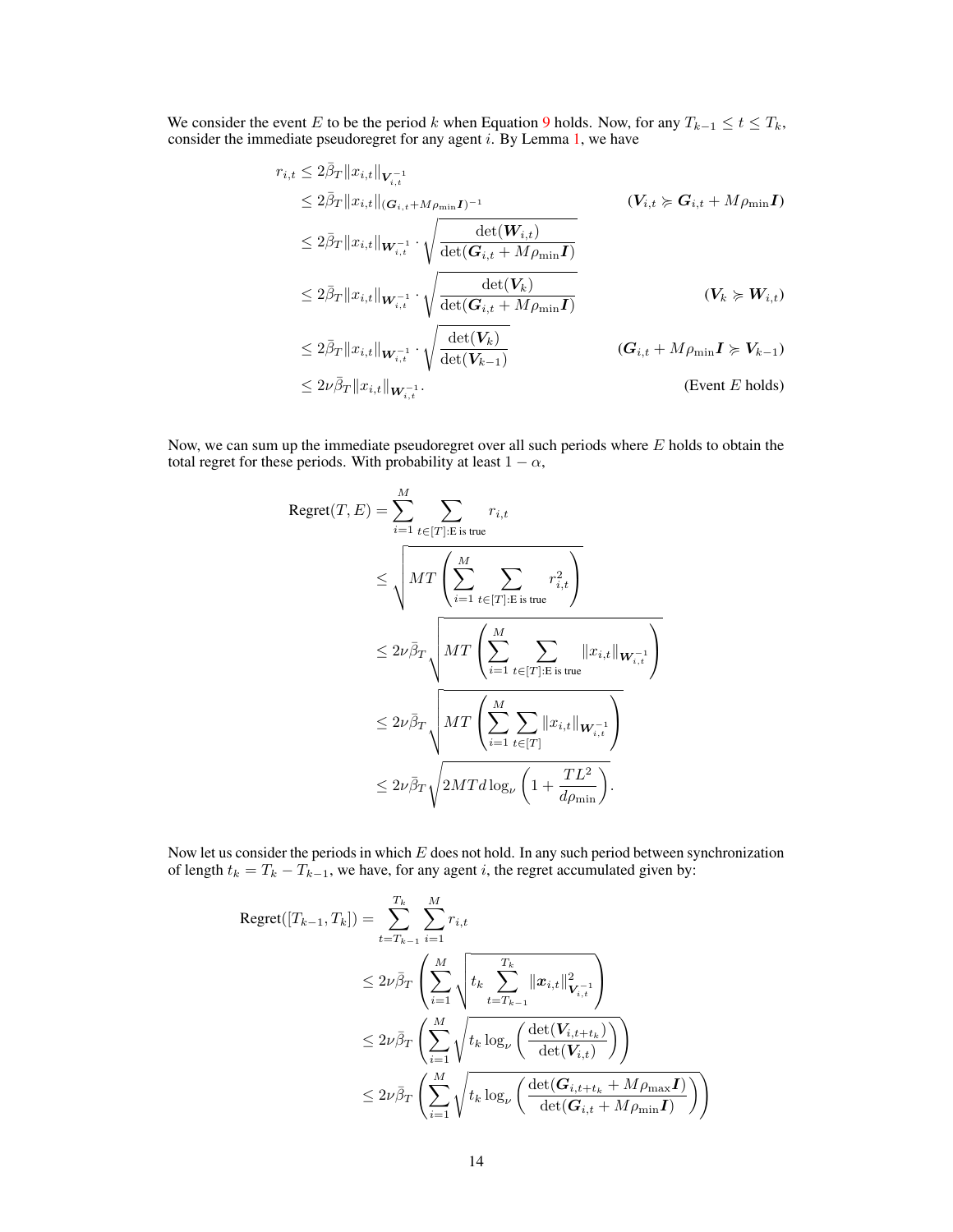We consider the event $E$ to be the period $k$ when Equation 9 holds. Now, for any $T_{k-1} \leq t \leq T_k$, consider the immediate pseudoregret for any agent $i$. By Lemma 1, we have

$$
\begin{aligned}
r_{i,t} &\leq 2\bar{\beta}_T \|x_{i,t}\|_{\boldsymbol{V}_{i,t}^{-1}} \\
&\leq 2\bar{\beta}_T \|x_{i,t}\|_{(\boldsymbol{G}_{i,t}+M\rho_{\min}\boldsymbol{I})^{-1}} && (\boldsymbol{V}_{i,t} \succcurlyeq \boldsymbol{G}_{i,t} + M\rho_{\min}\boldsymbol{I}) \\
&\leq 2\bar{\beta}_T \|x_{i,t}\|_{\boldsymbol{W}_{i,t}^{-1}} \cdot \sqrt{\frac{\det(\boldsymbol{W}_{i,t})}{\det(\boldsymbol{G}_{i,t}+M\rho_{\min}\boldsymbol{I})}} \\
&\leq 2\bar{\beta}_T \|x_{i,t}\|_{\boldsymbol{W}_{i,t}^{-1}} \cdot \sqrt{\frac{\det(\boldsymbol{V}_{k})}{\det(\boldsymbol{G}_{i,t}+M\rho_{\min}\boldsymbol{I})}} && (\boldsymbol{V}_k \succcurlyeq \boldsymbol{W}_{i,t}) \\
&\leq 2\bar{\beta}_T \|x_{i,t}\|_{\boldsymbol{W}_{i,t}^{-1}} \cdot \sqrt{\frac{\det(\boldsymbol{V}_{k})}{\det(\boldsymbol{V}_{k-1})}} && (\boldsymbol{G}_{i,t} + M\rho_{\min}\boldsymbol{I} \succcurlyeq \boldsymbol{V}_{k-1}) \\
&\leq 2\nu\bar{\beta}_T \|x_{i,t}\|_{\boldsymbol{W}_{i,t}^{-1}}. && (\text{Event } E \text{ holds})
\end{aligned}
$$

Now, we can sum up the immediate pseudoregret over all such periods where $E$ holds to obtain the total regret for these periods. With probability at least $1-\alpha$,

$$
\begin{aligned}
\text{Regret}(T, E) &= \sum_{i=1}^{M} \sum_{t \in [T]:\text{E is true}} r_{i,t} \\
&\leq \sqrt{MT\left(\sum_{i=1}^{M} \sum_{t \in [T]:\text{E is true}} r_{i,t}^2\right)} \\
&\leq 2\nu\bar{\beta}_T \sqrt{MT\left(\sum_{i=1}^{M} \sum_{t \in [T]:\text{E is true}} \|x_{i,t}\|_{\boldsymbol{W}_{i,t}^{-1}}\right)} \\
&\leq 2\nu\bar{\beta}_T \sqrt{MT\left(\sum_{i=1}^{M} \sum_{t \in [T]} \|x_{i,t}\|_{\boldsymbol{W}_{i,t}^{-1}}\right)} \\
&\leq 2\nu\bar{\beta}_T \sqrt{2MTd\log_\nu\left(1 + \frac{TL^2}{d\rho_{\min}}\right)}.
\end{aligned}
$$

Now let us consider the periods in which $E$ does not hold. In any such period between synchronization of length $t_k = T_k - T_{k-1}$, we have, for any agent $i$, the regret accumulated given by:

$$
\begin{aligned}
\text{Regret}([T_{k-1}, T_k]) &= \sum_{t=T_{k-1}}^{T_k} \sum_{i=1}^{M} r_{i,t} \\
&\leq 2\nu\bar{\beta}_T \left(\sum_{i=1}^{M} \sqrt{t_k \sum_{t=T_{k-1}}^{T_k} \|\boldsymbol{x}_{i,t}\|^2_{\boldsymbol{V}_{i,t}^{-1}}}\right) \\
&\leq 2\nu\bar{\beta}_T \left(\sum_{i=1}^{M} \sqrt{t_k \log_\nu\left(\frac{\det(\boldsymbol{V}_{i,t+t_k})}{\det(\boldsymbol{V}_{i,t})}\right)}\right) \\
&\leq 2\nu\bar{\beta}_T \left(\sum_{i=1}^{M} \sqrt{t_k \log_\nu\left(\frac{\det(\boldsymbol{G}_{i,t+t_k} + M\rho_{\max}\boldsymbol{I})}{\det(\boldsymbol{G}_{i,t} + M\rho_{\min}\boldsymbol{I})}\right)}\right)
\end{aligned}
$$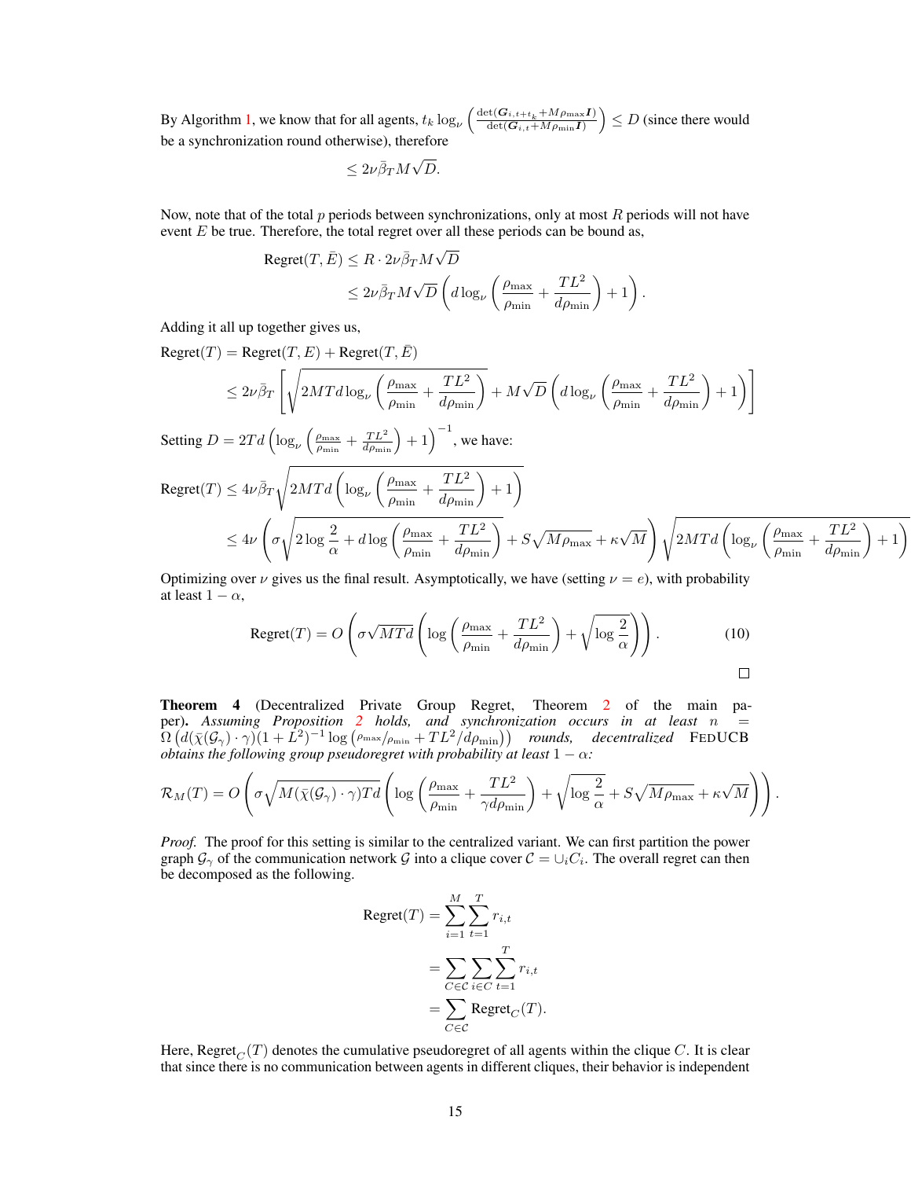By Algorithm 1, we know that for all agents, $t_k \log_\nu \left(\frac{\det(\boldsymbol{G}_{i,t+t_k} + M\rho_{\max}\boldsymbol{I})}{\det(\boldsymbol{G}_{i,t} + M\rho_{\min}\boldsymbol{I})}\right) \leq D$ (since there would be a synchronization round otherwise), therefore

$$\leq 2\nu\bar{\beta}_T M\sqrt{D}.$$

Now, note that of the total $p$ periods between synchronizations, only at most $R$ periods will not have event $E$ be true. Therefore, the total regret over all these periods can be bound as,

$$\begin{aligned}
\text{Regret}(T, \bar{E}) &\leq R \cdot 2\nu\bar{\beta}_T M\sqrt{D} \\
&\leq 2\nu\bar{\beta}_T M\sqrt{D}\left(d\log_\nu\left(\frac{\rho_{\max}}{\rho_{\min}} + \frac{TL^2}{d\rho_{\min}}\right) + 1\right).
\end{aligned}$$

Adding it all up together gives us,

$$\begin{aligned}
\text{Regret}(T) &= \text{Regret}(T, E) + \text{Regret}(T, \bar{E}) \\
&\leq 2\nu\bar{\beta}_T\left[\sqrt{2MTd\log_\nu\left(\frac{\rho_{\max}}{\rho_{\min}} + \frac{TL^2}{d\rho_{\min}}\right)} + M\sqrt{D}\left(d\log_\nu\left(\frac{\rho_{\max}}{\rho_{\min}} + \frac{TL^2}{d\rho_{\min}}\right) + 1\right)\right]
\end{aligned}$$

Setting $D = 2Td\left(\log_\nu\left(\frac{\rho_{\max}}{\rho_{\min}} + \frac{TL^2}{d\rho_{\min}}\right) + 1\right)^{-1}$, we have:

$$\begin{aligned}
\text{Regret}(T) &\leq 4\nu\bar{\beta}_T\sqrt{2MTd\left(\log_\nu\left(\frac{\rho_{\max}}{\rho_{\min}} + \frac{TL^2}{d\rho_{\min}}\right) + 1\right)} \\
&\leq 4\nu\left(\sigma\sqrt{2\log\frac{2}{\alpha} + d\log\left(\frac{\rho_{\max}}{\rho_{\min}} + \frac{TL^2}{d\rho_{\min}}\right)} + S\sqrt{M\rho_{\max}} + \kappa\sqrt{M}\right)\sqrt{2MTd\left(\log_\nu\left(\frac{\rho_{\max}}{\rho_{\min}} + \frac{TL^2}{d\rho_{\min}}\right) + 1\right)}
\end{aligned}$$

Optimizing over $\nu$ gives us the final result. Asymptotically, we have (setting $\nu = e$), with probability at least $1 - \alpha$,

$$\text{Regret}(T) = O\left(\sigma\sqrt{MTd}\left(\log\left(\frac{\rho_{\max}}{\rho_{\min}} + \frac{TL^2}{d\rho_{\min}}\right) + \sqrt{\log\frac{2}{\alpha}}\right)\right). \tag{10}$$

∎

**Theorem 4** (Decentralized Private Group Regret, Theorem 2 of the main paper)**.** *Assuming Proposition 2 holds, and synchronization occurs in at least $n = \Omega\left(d(\bar{\chi}(\mathcal{G}_\gamma)\cdot\gamma)(1+L^2)^{-1}\log\left(\rho_{\max}/\rho_{\min} + TL^2/d\rho_{\min}\right)\right)$ rounds, decentralized* FedUCB *obtains the following group pseudoregret with probability at least $1-\alpha$:*

$$\mathcal{R}_M(T) = O\left(\sigma\sqrt{M(\bar{\chi}(\mathcal{G}_\gamma)\cdot\gamma)Td}\left(\log\left(\frac{\rho_{\max}}{\rho_{\min}} + \frac{TL^2}{\gamma d\rho_{\min}}\right) + \sqrt{\log\frac{2}{\alpha}} + S\sqrt{M\rho_{\max}} + \kappa\sqrt{M}\right)\right).$$

*Proof.* The proof for this setting is similar to the centralized variant. We can first partition the power graph $\mathcal{G}_\gamma$ of the communication network $\mathcal{G}$ into a clique cover $\mathcal{C} = \cup_i C_i$. The overall regret can then be decomposed as the following.

$$\begin{aligned}
\text{Regret}(T) &= \sum_{i=1}^{M}\sum_{t=1}^{T} r_{i,t} \\
&= \sum_{C\in\mathcal{C}}\sum_{i\in C}\sum_{t=1}^{T} r_{i,t} \\
&= \sum_{C\in\mathcal{C}} \text{Regret}_C(T).
\end{aligned}$$

Here, $\text{Regret}_C(T)$ denotes the cumulative pseudoregret of all agents within the clique $C$. It is clear that since there is no communication between agents in different cliques, their behavior is independent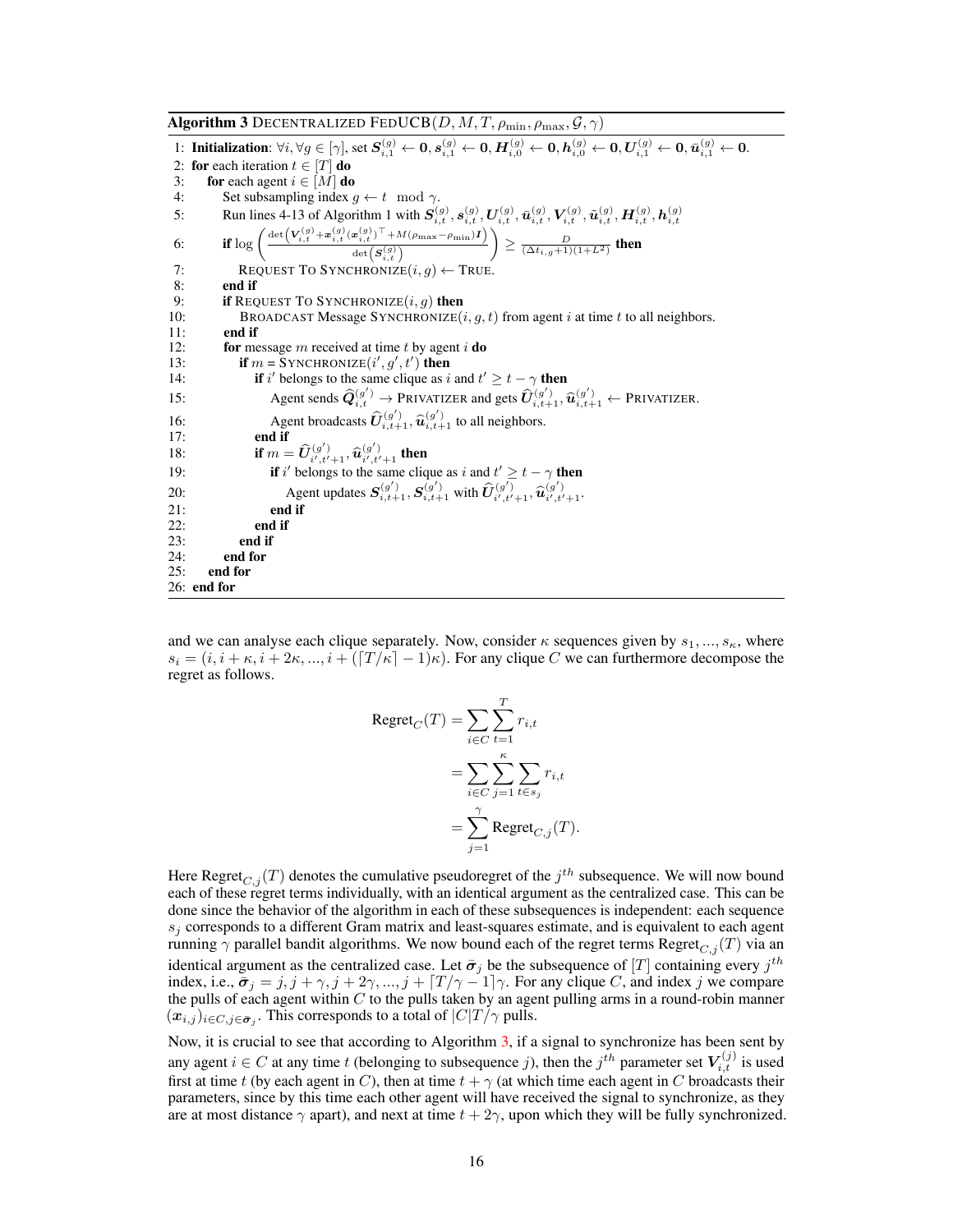**Algorithm 3** DECENTRALIZED FEDUCB($D, M, T, \rho_{\min}, \rho_{\max}, \mathcal{G}, \gamma$)

```
1: Initialization: ∀i, ∀g ∈ [γ], set S_{i,1}^{(g)} ← 0, s_{i,1}^{(g)} ← 0, H_{i,0}^{(g)} ← 0, h_{i,0}^{(g)} ← 0, U_{i,1}^{(g)} ← 0, ū_{i,1}^{(g)} ← 0.
2: for each iteration t ∈ [T] do
3:    for each agent i ∈ [M] do
4:       Set subsampling index g ← t mod γ.
5:       Run lines 4-13 of Algorithm 1 with S_{i,t}^{(g)}, s_{i,t}^{(g)}, U_{i,t}^{(g)}, ū_{i,t}^{(g)}, V_{i,t}^{(g)}, ũ_{i,t}^{(g)}, H_{i,t}^{(g)}, h_{i,t}^{(g)}
6:       if log( det(V_{i,t}^{(g)} + x_{i,t}^{(g)}(x_{i,t}^{(g)})^T + M(ρ_max − ρ_min)I) / det(S_{i,t}^{(g)}) ) ≥ D / ((Δt_{i,g}+1)(1+L^2)) then
7:          REQUEST TO SYNCHRONIZE(i, g) ← TRUE.
8:       end if
9:       if REQUEST TO SYNCHRONIZE(i, g) then
10:         BROADCAST Message SYNCHRONIZE(i, g, t) from agent i at time t to all neighbors.
11:      end if
12:      for message m received at time t by agent i do
13:         if m = SYNCHRONIZE(i', g', t') then
14:            if i' belongs to the same clique as i and t' ≥ t − γ then
15:               Agent sends Q̂_{i,t}^{(g')} → PRIVATIZER and gets Û_{i,t+1}^{(g')}, û_{i,t+1}^{(g')} ← PRIVATIZER.
16:               Agent broadcasts Û_{i,t+1}^{(g')}, û_{i,t+1}^{(g')} to all neighbors.
17:            end if
18:            if m = Û_{i',t'+1}^{(g')}, û_{i',t'+1}^{(g')} then
19:               if i' belongs to the same clique as i and t' ≥ t − γ then
20:                  Agent updates S_{i,t+1}^{(g')}, S_{i,t+1}^{(g')} with Û_{i',t'+1}^{(g')}, û_{i',t'+1}^{(g')}.
21:               end if
22:            end if
23:         end if
24:      end for
25:   end for
26: end for
```

and we can analyse each clique separately. Now, consider $\kappa$ sequences given by $s_1, ..., s_\kappa$, where $s_i = (i, i+\kappa, i+2\kappa, ..., i + (\lceil T/\kappa \rceil - 1)\kappa)$. For any clique $C$ we can furthermore decompose the regret as follows.

$$
\begin{aligned}
\text{Regret}_C(T) &= \sum_{i \in C} \sum_{t=1}^{T} r_{i,t} \\
&= \sum_{i \in C} \sum_{j=1}^{\kappa} \sum_{t \in s_j} r_{i,t} \\
&= \sum_{j=1}^{\gamma} \text{Regret}_{C,j}(T).
\end{aligned}
$$

Here $\text{Regret}_{C,j}(T)$ denotes the cumulative pseudoregret of the $j^{th}$ subsequence. We will now bound each of these regret terms individually, with an identical argument as the centralized case. This can be done since the behavior of the algorithm in each of these subsequences is independent: each sequence $s_j$ corresponds to a different Gram matrix and least-squares estimate, and is equivalent to each agent running $\gamma$ parallel bandit algorithms. We now bound each of the regret terms $\text{Regret}_{C,j}(T)$ via an identical argument as the centralized case. Let $\bar{\boldsymbol{\sigma}}_j$ be the subsequence of $[T]$ containing every $j^{th}$ index, i.e., $\bar{\boldsymbol{\sigma}}_j = j, j+\gamma, j+2\gamma, ..., j + \lceil T/\gamma - 1 \rceil \gamma$. For any clique $C$, and index $j$ we compare the pulls of each agent within $C$ to the pulls taken by an agent pulling arms in a round-robin manner $(\boldsymbol{x}_{i,j})_{i \in C, j \in \bar{\boldsymbol{\sigma}}_j}$. This corresponds to a total of $|C|T/\gamma$ pulls.

Now, it is crucial to see that according to Algorithm 3, if a signal to synchronize has been sent by any agent $i \in C$ at any time $t$ (belonging to subsequence $j$), then the $j^{th}$ parameter set $\boldsymbol{V}_{i,t}^{(j)}$ is used first at time $t$ (by each agent in $C$), then at time $t + \gamma$ (at which time each agent in $C$ broadcasts their parameters, since by this time each other agent will have received the signal to synchronize, as they are at most distance $\gamma$ apart), and next at time $t + 2\gamma$, upon which they will be fully synchronized.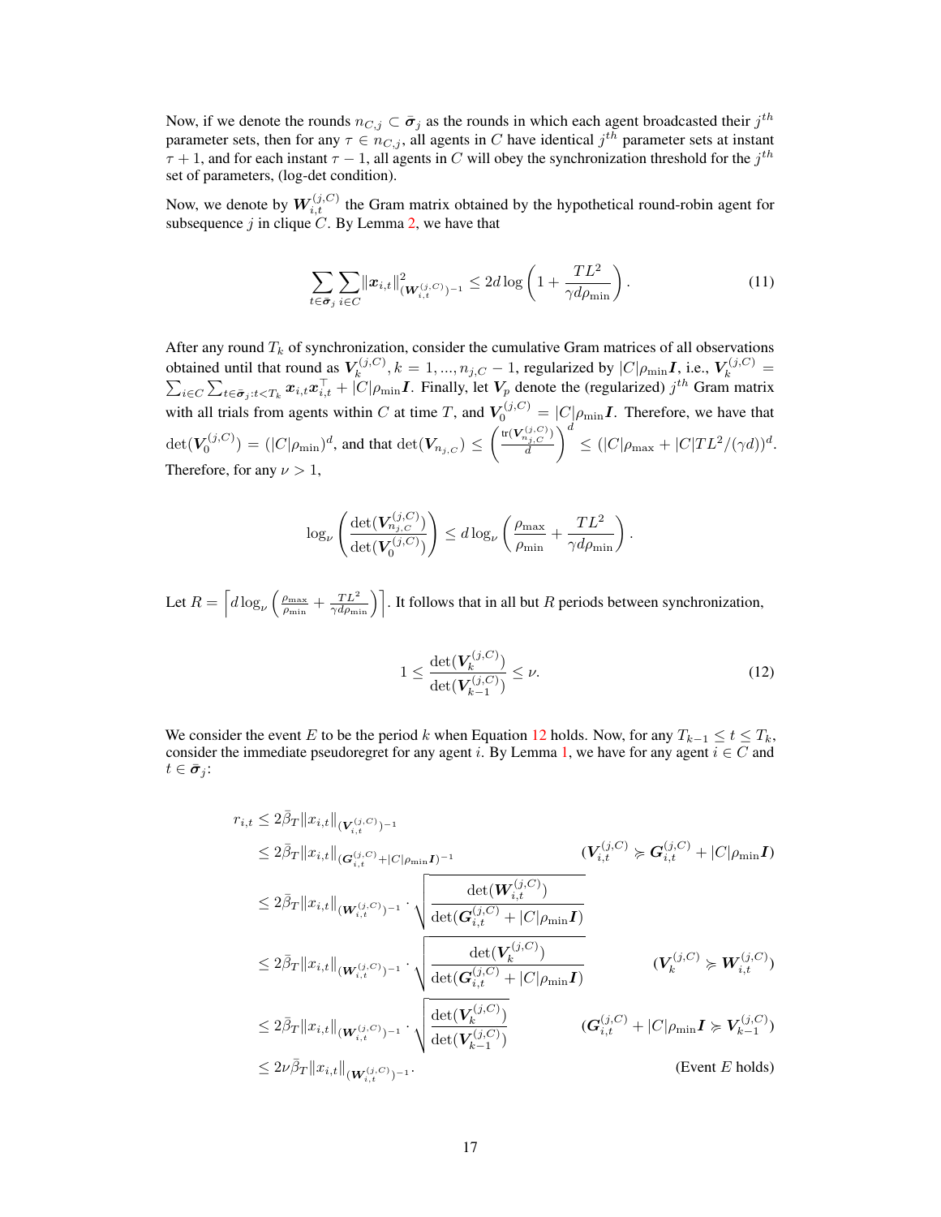Now, if we denote the rounds $n_{C,j} \subset \bar{\boldsymbol{\sigma}}_j$ as the rounds in which each agent broadcasted their $j^{th}$ parameter sets, then for any $\tau \in n_{C,j}$, all agents in $C$ have identical $j^{th}$ parameter sets at instant $\tau + 1$, and for each instant $\tau - 1$, all agents in $C$ will obey the synchronization threshold for the $j^{th}$ set of parameters, (log-det condition).

Now, we denote by $\boldsymbol{W}_{i,t}^{(j,C)}$ the Gram matrix obtained by the hypothetical round-robin agent for subsequence $j$ in clique $C$. By Lemma 2, we have that

$$\sum_{t \in \bar{\boldsymbol{\sigma}}_j} \sum_{i \in C} \|\boldsymbol{x}_{i,t}\|^2_{(\boldsymbol{W}_{i,t}^{(j,C)})^{-1}} \leq 2d \log\left(1 + \frac{TL^2}{\gamma d \rho_{\min}}\right). \tag{11}$$

After any round $T_k$ of synchronization, consider the cumulative Gram matrices of all observations obtained until that round as $\boldsymbol{V}_k^{(j,C)}, k = 1, ..., n_{j,C} - 1$, regularized by $|C|\rho_{\min}\boldsymbol{I}$, i.e., $\boldsymbol{V}_k^{(j,C)} = \sum_{i \in C} \sum_{t \in \bar{\boldsymbol{\sigma}}_j : t < T_k} \boldsymbol{x}_{i,t}\boldsymbol{x}_{i,t}^\top + |C|\rho_{\min}\boldsymbol{I}$. Finally, let $\boldsymbol{V}_p$ denote the (regularized) $j^{th}$ Gram matrix with all trials from agents within $C$ at time $T$, and $\boldsymbol{V}_0^{(j,C)} = |C|\rho_{\min}\boldsymbol{I}$. Therefore, we have that $\det(\boldsymbol{V}_0^{(j,C)}) = (|C|\rho_{\min})^d$, and that $\det(\boldsymbol{V}_{n_{j,C}}) \leq \left(\frac{\mathrm{tr}(\boldsymbol{V}_{n_{j,C}}^{(j,C)})}{d}\right)^d \leq (|C|\rho_{\max} + |C|TL^2/(\gamma d))^d$. Therefore, for any $\nu > 1$,

$$\log_\nu\left(\frac{\det(\boldsymbol{V}_{n_{j,C}}^{(j,C)})}{\det(\boldsymbol{V}_0^{(j,C)})}\right) \leq d \log_\nu\left(\frac{\rho_{\max}}{\rho_{\min}} + \frac{TL^2}{\gamma d \rho_{\min}}\right).$$

Let $R = \left\lceil d \log_\nu\left(\frac{\rho_{\max}}{\rho_{\min}} + \frac{TL^2}{\gamma d \rho_{\min}}\right)\right\rceil$. It follows that in all but $R$ periods between synchronization,

$$1 \leq \frac{\det(\boldsymbol{V}_k^{(j,C)})}{\det(\boldsymbol{V}_{k-1}^{(j,C)})} \leq \nu. \tag{12}$$

We consider the event $E$ to be the period $k$ when Equation 12 holds. Now, for any $T_{k-1} \leq t \leq T_k$, consider the immediate pseudoregret for any agent $i$. By Lemma 1, we have for any agent $i \in C$ and $t \in \bar{\boldsymbol{\sigma}}_j$:

$$\begin{aligned}
r_{i,t} &\leq 2\bar{\beta}_T \|x_{i,t}\|_{(\boldsymbol{V}_{i,t}^{(j,C)})^{-1}} \\
&\leq 2\bar{\beta}_T \|x_{i,t}\|_{(\boldsymbol{G}_{i,t}^{(j,C)} + |C|\rho_{\min}\boldsymbol{I})^{-1}} && (\boldsymbol{V}_{i,t}^{(j,C)} \succcurlyeq \boldsymbol{G}_{i,t}^{(j,C)} + |C|\rho_{\min}\boldsymbol{I}) \\
&\leq 2\bar{\beta}_T \|x_{i,t}\|_{(\boldsymbol{W}_{i,t}^{(j,C)})^{-1}} \cdot \sqrt{\frac{\det(\boldsymbol{W}_{i,t}^{(j,C)})}{\det(\boldsymbol{G}_{i,t}^{(j,C)} + |C|\rho_{\min}\boldsymbol{I})}} \\
&\leq 2\bar{\beta}_T \|x_{i,t}\|_{(\boldsymbol{W}_{i,t}^{(j,C)})^{-1}} \cdot \sqrt{\frac{\det(\boldsymbol{V}_k^{(j,C)})}{\det(\boldsymbol{G}_{i,t}^{(j,C)} + |C|\rho_{\min}\boldsymbol{I})}} && (\boldsymbol{V}_k^{(j,C)} \succcurlyeq \boldsymbol{W}_{i,t}^{(j,C)}) \\
&\leq 2\bar{\beta}_T \|x_{i,t}\|_{(\boldsymbol{W}_{i,t}^{(j,C)})^{-1}} \cdot \sqrt{\frac{\det(\boldsymbol{V}_k^{(j,C)})}{\det(\boldsymbol{V}_{k-1}^{(j,C)})}} && (\boldsymbol{G}_{i,t}^{(j,C)} + |C|\rho_{\min}\boldsymbol{I} \succcurlyeq \boldsymbol{V}_{k-1}^{(j,C)}) \\
&\leq 2\nu\bar{\beta}_T \|x_{i,t}\|_{(\boldsymbol{W}_{i,t}^{(j,C)})^{-1}}. && \text{(Event } E \text{ holds)}
\end{aligned}$$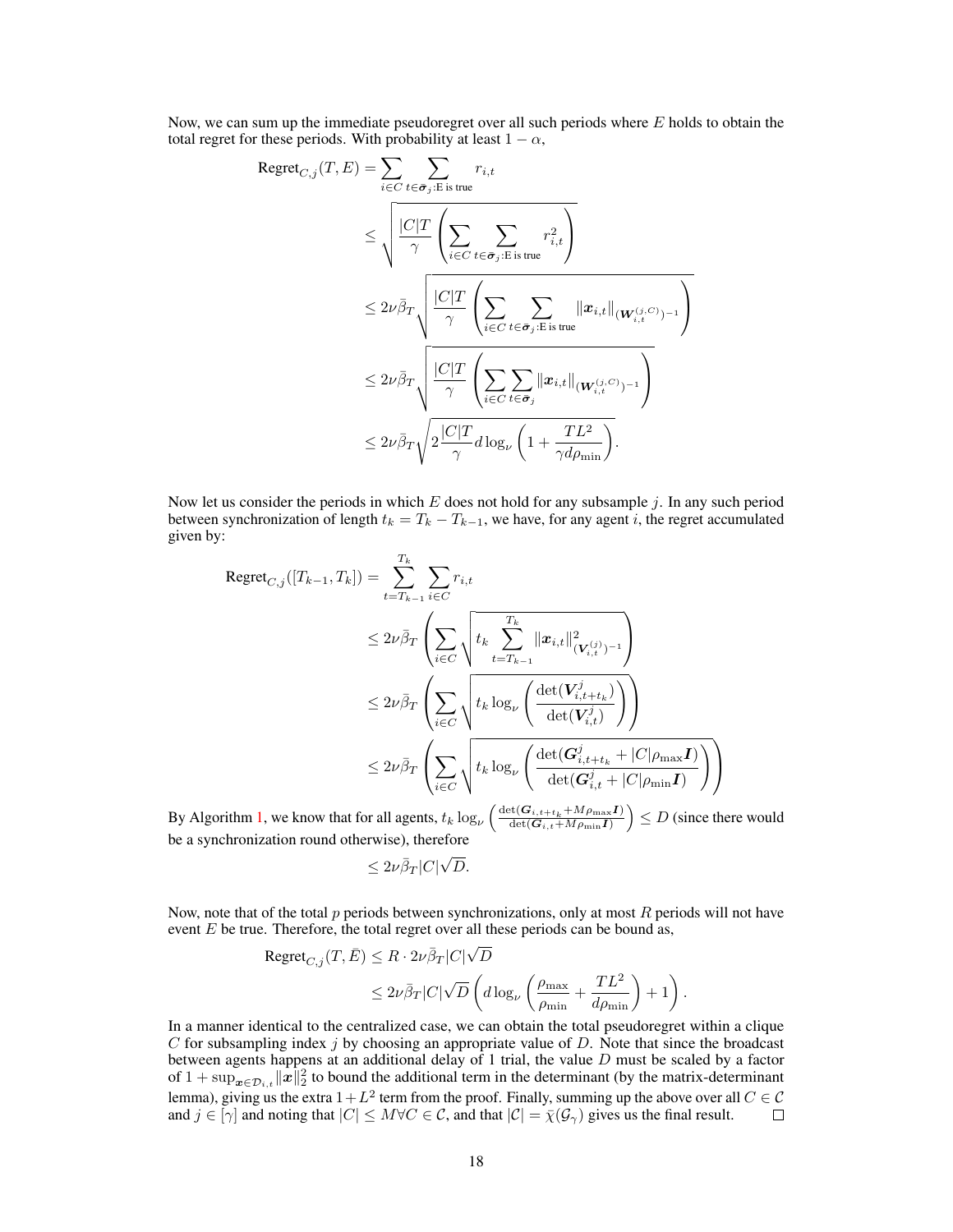Now, we can sum up the immediate pseudoregret over all such periods where $E$ holds to obtain the total regret for these periods. With probability at least $1 - \alpha$,

$$
\begin{aligned}
\text{Regret}_{C,j}(T, E) &= \sum_{i \in C} \sum_{t \in \bar{\boldsymbol{\sigma}}_j : \text{E is true}} r_{i,t} \\
&\leq \sqrt{\frac{|C|T}{\gamma} \left( \sum_{i \in C} \sum_{t \in \bar{\boldsymbol{\sigma}}_j : \text{E is true}} r_{i,t}^2 \right)} \\
&\leq 2\nu \bar{\beta}_T \sqrt{\frac{|C|T}{\gamma} \left( \sum_{i \in C} \sum_{t \in \bar{\boldsymbol{\sigma}}_j : \text{E is true}} \|\boldsymbol{x}_{i,t}\|_{(\boldsymbol{W}_{i,t}^{(j,C)})^{-1}} \right)} \\
&\leq 2\nu \bar{\beta}_T \sqrt{\frac{|C|T}{\gamma} \left( \sum_{i \in C} \sum_{t \in \bar{\boldsymbol{\sigma}}_j} \|\boldsymbol{x}_{i,t}\|_{(\boldsymbol{W}_{i,t}^{(j,C)})^{-1}} \right)} \\
&\leq 2\nu \bar{\beta}_T \sqrt{2 \frac{|C|T}{\gamma} d \log_\nu \left( 1 + \frac{TL^2}{\gamma d \rho_{\min}} \right)}.
\end{aligned}
$$

Now let us consider the periods in which $E$ does not hold for any subsample $j$. In any such period between synchronization of length $t_k = T_k - T_{k-1}$, we have, for any agent $i$, the regret accumulated given by:

$$
\begin{aligned}
\text{Regret}_{C,j}([T_{k-1}, T_k]) &= \sum_{t=T_{k-1}}^{T_k} \sum_{i \in C} r_{i,t} \\
&\leq 2\nu \bar{\beta}_T \left( \sum_{i \in C} \sqrt{t_k \sum_{t=T_{k-1}}^{T_k} \|\boldsymbol{x}_{i,t}\|^2_{(\boldsymbol{V}_{i,t}^{(j)})^{-1}}} \right) \\
&\leq 2\nu \bar{\beta}_T \left( \sum_{i \in C} \sqrt{t_k \log_\nu \left( \frac{\det(\boldsymbol{V}_{i,t+t_k}^j)}{\det(\boldsymbol{V}_{i,t}^j)} \right)} \right) \\
&\leq 2\nu \bar{\beta}_T \left( \sum_{i \in C} \sqrt{t_k \log_\nu \left( \frac{\det(\boldsymbol{G}_{i,t+t_k}^j + |C|\rho_{\max}\boldsymbol{I})}{\det(\boldsymbol{G}_{i,t}^j + |C|\rho_{\min}\boldsymbol{I})} \right)} \right)
\end{aligned}
$$

By Algorithm 1, we know that for all agents, $t_k \log_\nu \left( \frac{\det(\boldsymbol{G}_{i,t+t_k} + M\rho_{\max}\boldsymbol{I})}{\det(\boldsymbol{G}_{i,t} + M\rho_{\min}\boldsymbol{I})} \right) \leq D$ (since there would be a synchronization round otherwise), therefore

$$
\leq 2\nu \bar{\beta}_T |C| \sqrt{D}.
$$

Now, note that of the total $p$ periods between synchronizations, only at most $R$ periods will not have event $E$ be true. Therefore, the total regret over all these periods can be bound as,

$$
\begin{aligned}
\text{Regret}_{C,j}(T, \bar{E}) &\leq R \cdot 2\nu \bar{\beta}_T |C| \sqrt{D} \\
&\leq 2\nu \bar{\beta}_T |C| \sqrt{D} \left( d \log_\nu \left( \frac{\rho_{\max}}{\rho_{\min}} + \frac{TL^2}{d\rho_{\min}} \right) + 1 \right).
\end{aligned}
$$

In a manner identical to the centralized case, we can obtain the total pseudoregret within a clique $C$ for subsampling index $j$ by choosing an appropriate value of $D$. Note that since the broadcast between agents happens at an additional delay of 1 trial, the value $D$ must be scaled by a factor of $1 + \sup_{\boldsymbol{x} \in \mathcal{D}_{i,t}} \|\boldsymbol{x}\|_2^2$ to bound the additional term in the determinant (by the matrix-determinant lemma), giving us the extra $1 + L^2$ term from the proof. Finally, summing up the above over all $C \in \mathcal{C}$ and $j \in [\gamma]$ and noting that $|C| \leq M \forall C \in \mathcal{C}$, and that $|\mathcal{C}| = \bar{\chi}(\mathcal{G}_\gamma)$ gives us the final result. $\square$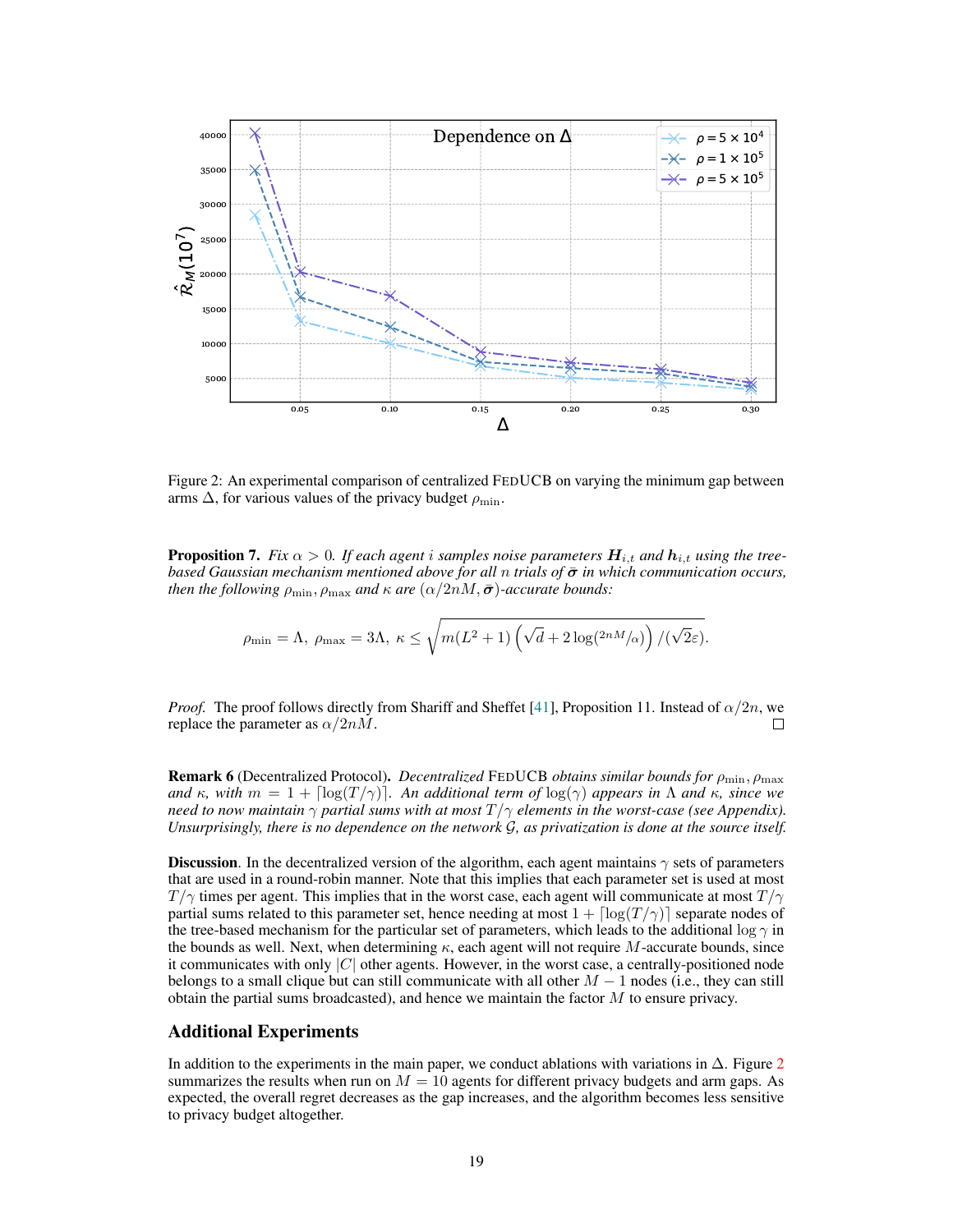Figure 2: An experimental comparison of centralized FEDUCB on varying the minimum gap between arms $\Delta$, for various values of the privacy budget $\rho_{\min}$.

**Proposition 7.** *Fix $\alpha > 0$. If each agent $i$ samples noise parameters $\boldsymbol{H}_{i,t}$ and $\boldsymbol{h}_{i,t}$ using the tree-based Gaussian mechanism mentioned above for all $n$ trials of $\bar{\boldsymbol{\sigma}}$ in which communication occurs, then the following $\rho_{\min}, \rho_{\max}$ and $\kappa$ are $(\alpha/2nM, \bar{\boldsymbol{\sigma}})$-accurate bounds:*

$$\rho_{\min} = \Lambda,\ \rho_{\max} = 3\Lambda,\ \kappa \leq \sqrt{m(L^2+1)\left(\sqrt{d} + 2\log(^{2nM}/_{\alpha})\right)/(\sqrt{2}\varepsilon)}.$$

*Proof.* The proof follows directly from Shariff and Sheffet [41], Proposition 11. Instead of $\alpha/2n$, we replace the parameter as $\alpha/2nM$. □

**Remark 6** (Decentralized Protocol)**.** *Decentralized* FEDUCB *obtains similar bounds for $\rho_{\min}, \rho_{\max}$ and $\kappa$, with $m = 1 + \lceil \log(T/\gamma) \rceil$. An additional term of $\log(\gamma)$ appears in $\Lambda$ and $\kappa$, since we need to now maintain $\gamma$ partial sums with at most $T/\gamma$ elements in the worst-case (see Appendix). Unsurprisingly, there is no dependence on the network $\mathcal{G}$, as privatization is done at the source itself.*

**Discussion**. In the decentralized version of the algorithm, each agent maintains $\gamma$ sets of parameters that are used in a round-robin manner. Note that this implies that each parameter set is used at most $T/\gamma$ times per agent. This implies that in the worst case, each agent will communicate at most $T/\gamma$ partial sums related to this parameter set, hence needing at most $1 + \lceil \log(T/\gamma) \rceil$ separate nodes of the tree-based mechanism for the particular set of parameters, which leads to the additional $\log \gamma$ in the bounds as well. Next, when determining $\kappa$, each agent will not require $M$-accurate bounds, since it communicates with only $|C|$ other agents. However, in the worst case, a centrally-positioned node belongs to a small clique but can still communicate with all other $M - 1$ nodes (i.e., they can still obtain the partial sums broadcasted), and hence we maintain the factor $M$ to ensure privacy.

## Additional Experiments

In addition to the experiments in the main paper, we conduct ablations with variations in $\Delta$. Figure 2 summarizes the results when run on $M = 10$ agents for different privacy budgets and arm gaps. As expected, the overall regret decreases as the gap increases, and the algorithm becomes less sensitive to privacy budget altogether.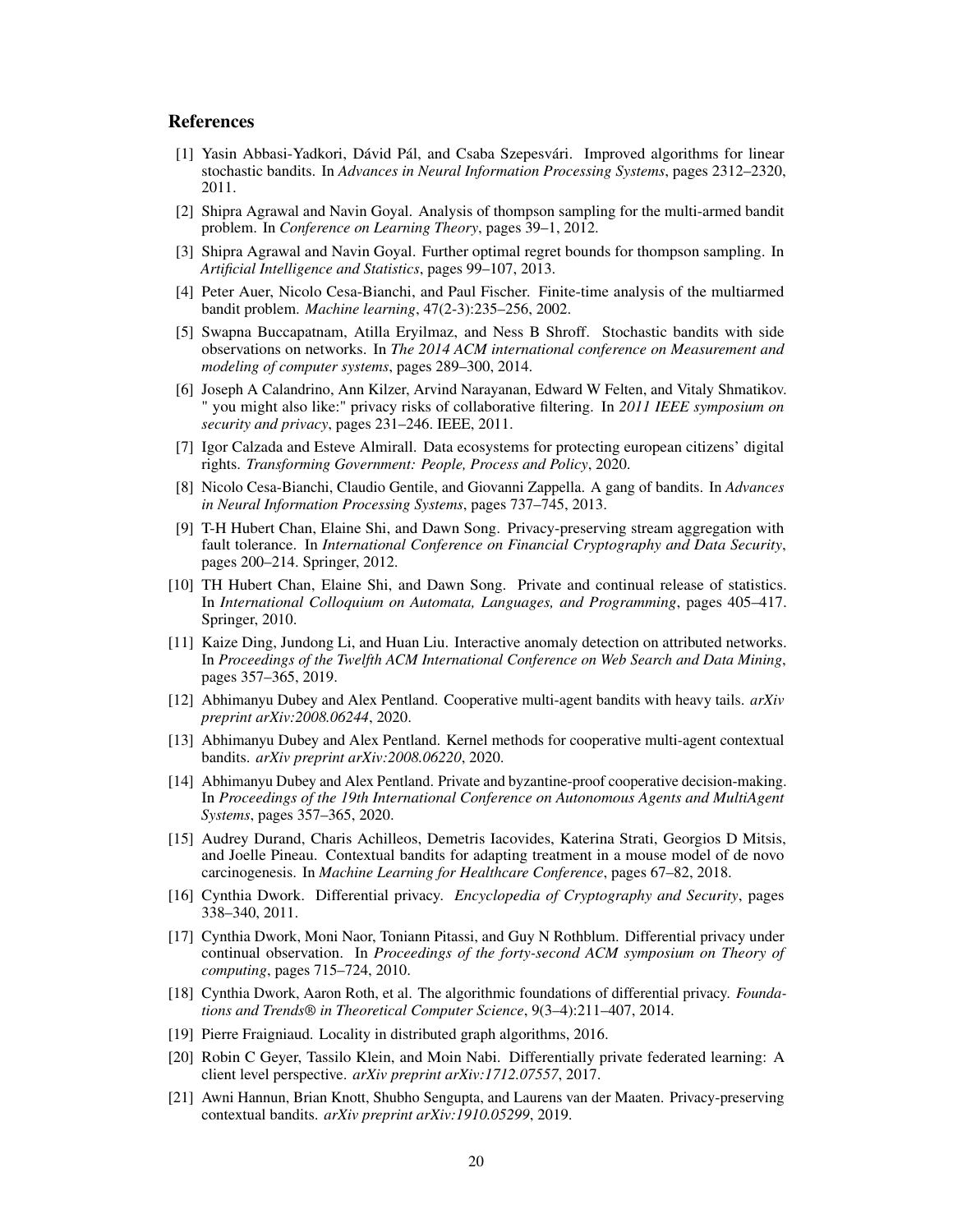## References

[1] Yasin Abbasi-Yadkori, Dávid Pál, and Csaba Szepesvári. Improved algorithms for linear stochastic bandits. In *Advances in Neural Information Processing Systems*, pages 2312–2320, 2011.

[2] Shipra Agrawal and Navin Goyal. Analysis of thompson sampling for the multi-armed bandit problem. In *Conference on Learning Theory*, pages 39–1, 2012.

[3] Shipra Agrawal and Navin Goyal. Further optimal regret bounds for thompson sampling. In *Artificial Intelligence and Statistics*, pages 99–107, 2013.

[4] Peter Auer, Nicolo Cesa-Bianchi, and Paul Fischer. Finite-time analysis of the multiarmed bandit problem. *Machine learning*, 47(2-3):235–256, 2002.

[5] Swapna Buccapatnam, Atilla Eryilmaz, and Ness B Shroff. Stochastic bandits with side observations on networks. In *The 2014 ACM international conference on Measurement and modeling of computer systems*, pages 289–300, 2014.

[6] Joseph A Calandrino, Ann Kilzer, Arvind Narayanan, Edward W Felten, and Vitaly Shmatikov. " you might also like:" privacy risks of collaborative filtering. In *2011 IEEE symposium on security and privacy*, pages 231–246. IEEE, 2011.

[7] Igor Calzada and Esteve Almirall. Data ecosystems for protecting european citizens' digital rights. *Transforming Government: People, Process and Policy*, 2020.

[8] Nicolo Cesa-Bianchi, Claudio Gentile, and Giovanni Zappella. A gang of bandits. In *Advances in Neural Information Processing Systems*, pages 737–745, 2013.

[9] T-H Hubert Chan, Elaine Shi, and Dawn Song. Privacy-preserving stream aggregation with fault tolerance. In *International Conference on Financial Cryptography and Data Security*, pages 200–214. Springer, 2012.

[10] TH Hubert Chan, Elaine Shi, and Dawn Song. Private and continual release of statistics. In *International Colloquium on Automata, Languages, and Programming*, pages 405–417. Springer, 2010.

[11] Kaize Ding, Jundong Li, and Huan Liu. Interactive anomaly detection on attributed networks. In *Proceedings of the Twelfth ACM International Conference on Web Search and Data Mining*, pages 357–365, 2019.

[12] Abhimanyu Dubey and Alex Pentland. Cooperative multi-agent bandits with heavy tails. *arXiv preprint arXiv:2008.06244*, 2020.

[13] Abhimanyu Dubey and Alex Pentland. Kernel methods for cooperative multi-agent contextual bandits. *arXiv preprint arXiv:2008.06220*, 2020.

[14] Abhimanyu Dubey and Alex Pentland. Private and byzantine-proof cooperative decision-making. In *Proceedings of the 19th International Conference on Autonomous Agents and MultiAgent Systems*, pages 357–365, 2020.

[15] Audrey Durand, Charis Achilleos, Demetris Iacovides, Katerina Strati, Georgios D Mitsis, and Joelle Pineau. Contextual bandits for adapting treatment in a mouse model of de novo carcinogenesis. In *Machine Learning for Healthcare Conference*, pages 67–82, 2018.

[16] Cynthia Dwork. Differential privacy. *Encyclopedia of Cryptography and Security*, pages 338–340, 2011.

[17] Cynthia Dwork, Moni Naor, Toniann Pitassi, and Guy N Rothblum. Differential privacy under continual observation. In *Proceedings of the forty-second ACM symposium on Theory of computing*, pages 715–724, 2010.

[18] Cynthia Dwork, Aaron Roth, et al. The algorithmic foundations of differential privacy. *Foundations and Trends® in Theoretical Computer Science*, 9(3–4):211–407, 2014.

[19] Pierre Fraigniaud. Locality in distributed graph algorithms, 2016.

[20] Robin C Geyer, Tassilo Klein, and Moin Nabi. Differentially private federated learning: A client level perspective. *arXiv preprint arXiv:1712.07557*, 2017.

[21] Awni Hannun, Brian Knott, Shubho Sengupta, and Laurens van der Maaten. Privacy-preserving contextual bandits. *arXiv preprint arXiv:1910.05299*, 2019.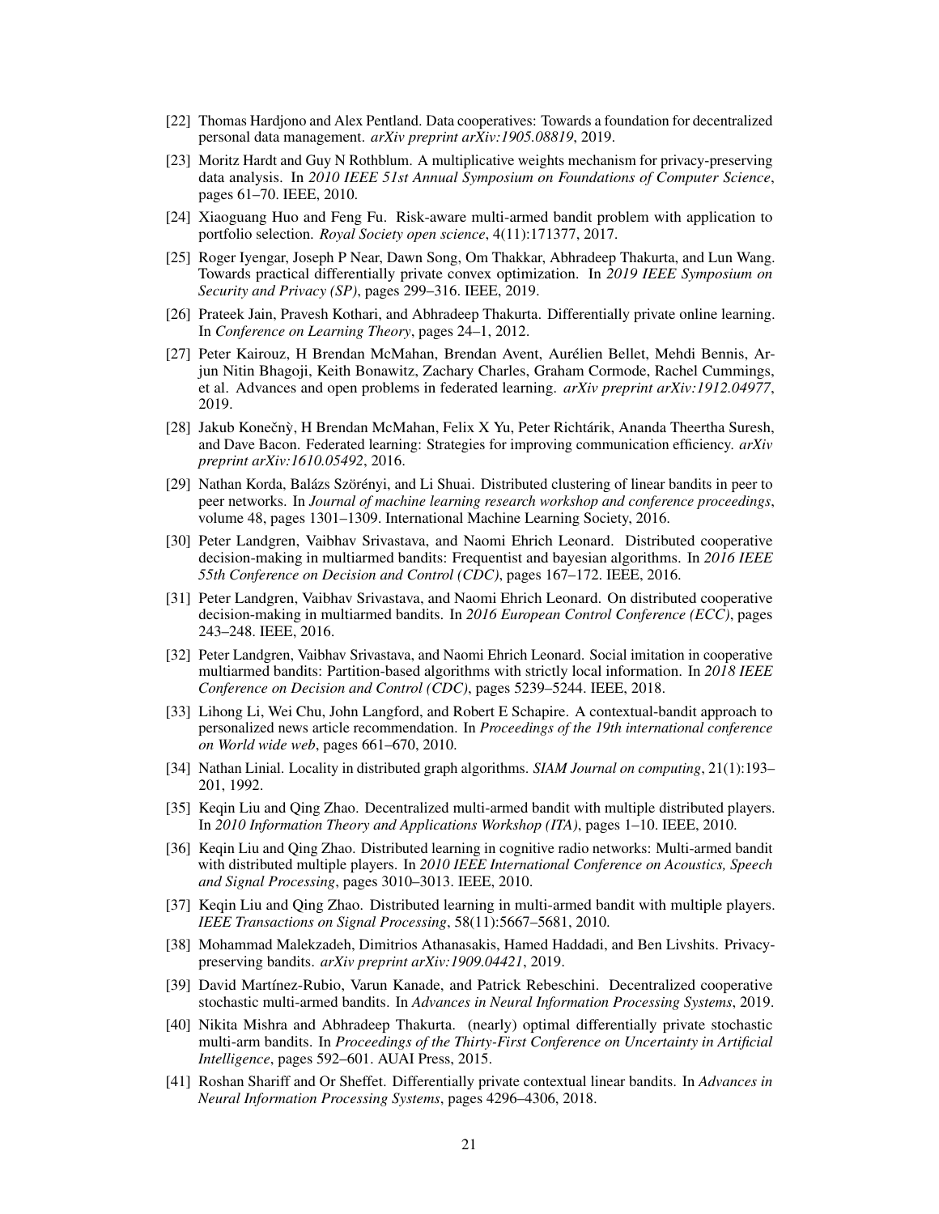[22] Thomas Hardjono and Alex Pentland. Data cooperatives: Towards a foundation for decentralized personal data management. *arXiv preprint arXiv:1905.08819*, 2019.

[23] Moritz Hardt and Guy N Rothblum. A multiplicative weights mechanism for privacy-preserving data analysis. In *2010 IEEE 51st Annual Symposium on Foundations of Computer Science*, pages 61–70. IEEE, 2010.

[24] Xiaoguang Huo and Feng Fu. Risk-aware multi-armed bandit problem with application to portfolio selection. *Royal Society open science*, 4(11):171377, 2017.

[25] Roger Iyengar, Joseph P Near, Dawn Song, Om Thakkar, Abhradeep Thakurta, and Lun Wang. Towards practical differentially private convex optimization. In *2019 IEEE Symposium on Security and Privacy (SP)*, pages 299–316. IEEE, 2019.

[26] Prateek Jain, Pravesh Kothari, and Abhradeep Thakurta. Differentially private online learning. In *Conference on Learning Theory*, pages 24–1, 2012.

[27] Peter Kairouz, H Brendan McMahan, Brendan Avent, Aurélien Bellet, Mehdi Bennis, Arjun Nitin Bhagoji, Keith Bonawitz, Zachary Charles, Graham Cormode, Rachel Cummings, et al. Advances and open problems in federated learning. *arXiv preprint arXiv:1912.04977*, 2019.

[28] Jakub Konečnỳ, H Brendan McMahan, Felix X Yu, Peter Richtárik, Ananda Theertha Suresh, and Dave Bacon. Federated learning: Strategies for improving communication efficiency. *arXiv preprint arXiv:1610.05492*, 2016.

[29] Nathan Korda, Balázs Szörényi, and Li Shuai. Distributed clustering of linear bandits in peer to peer networks. In *Journal of machine learning research workshop and conference proceedings*, volume 48, pages 1301–1309. International Machine Learning Society, 2016.

[30] Peter Landgren, Vaibhav Srivastava, and Naomi Ehrich Leonard. Distributed cooperative decision-making in multiarmed bandits: Frequentist and bayesian algorithms. In *2016 IEEE 55th Conference on Decision and Control (CDC)*, pages 167–172. IEEE, 2016.

[31] Peter Landgren, Vaibhav Srivastava, and Naomi Ehrich Leonard. On distributed cooperative decision-making in multiarmed bandits. In *2016 European Control Conference (ECC)*, pages 243–248. IEEE, 2016.

[32] Peter Landgren, Vaibhav Srivastava, and Naomi Ehrich Leonard. Social imitation in cooperative multiarmed bandits: Partition-based algorithms with strictly local information. In *2018 IEEE Conference on Decision and Control (CDC)*, pages 5239–5244. IEEE, 2018.

[33] Lihong Li, Wei Chu, John Langford, and Robert E Schapire. A contextual-bandit approach to personalized news article recommendation. In *Proceedings of the 19th international conference on World wide web*, pages 661–670, 2010.

[34] Nathan Linial. Locality in distributed graph algorithms. *SIAM Journal on computing*, 21(1):193–201, 1992.

[35] Keqin Liu and Qing Zhao. Decentralized multi-armed bandit with multiple distributed players. In *2010 Information Theory and Applications Workshop (ITA)*, pages 1–10. IEEE, 2010.

[36] Keqin Liu and Qing Zhao. Distributed learning in cognitive radio networks: Multi-armed bandit with distributed multiple players. In *2010 IEEE International Conference on Acoustics, Speech and Signal Processing*, pages 3010–3013. IEEE, 2010.

[37] Keqin Liu and Qing Zhao. Distributed learning in multi-armed bandit with multiple players. *IEEE Transactions on Signal Processing*, 58(11):5667–5681, 2010.

[38] Mohammad Malekzadeh, Dimitrios Athanasakis, Hamed Haddadi, and Ben Livshits. Privacy-preserving bandits. *arXiv preprint arXiv:1909.04421*, 2019.

[39] David Martínez-Rubio, Varun Kanade, and Patrick Rebeschini. Decentralized cooperative stochastic multi-armed bandits. In *Advances in Neural Information Processing Systems*, 2019.

[40] Nikita Mishra and Abhradeep Thakurta. (nearly) optimal differentially private stochastic multi-arm bandits. In *Proceedings of the Thirty-First Conference on Uncertainty in Artificial Intelligence*, pages 592–601. AUAI Press, 2015.

[41] Roshan Shariff and Or Sheffet. Differentially private contextual linear bandits. In *Advances in Neural Information Processing Systems*, pages 4296–4306, 2018.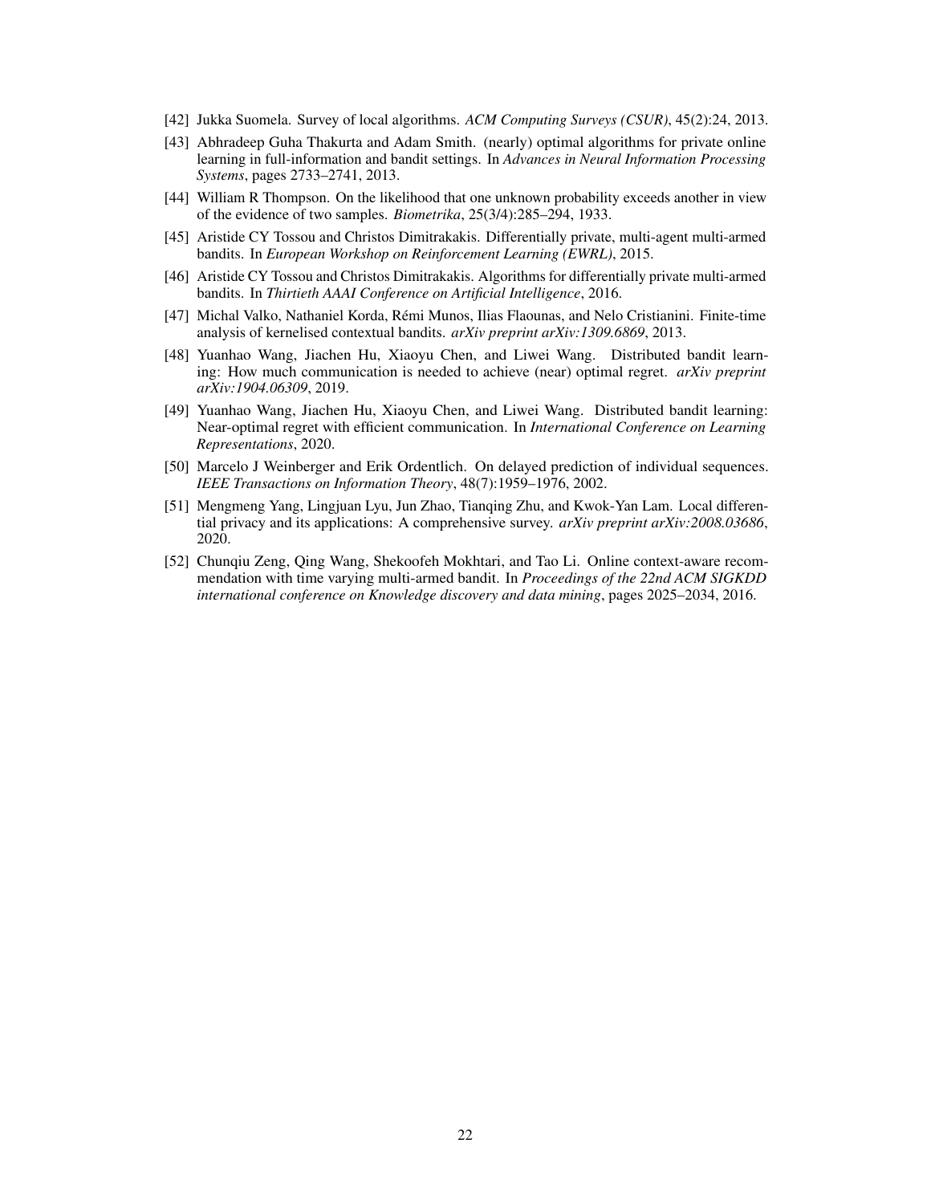[42] Jukka Suomela. Survey of local algorithms. *ACM Computing Surveys (CSUR)*, 45(2):24, 2013.

[43] Abhradeep Guha Thakurta and Adam Smith. (nearly) optimal algorithms for private online learning in full-information and bandit settings. In *Advances in Neural Information Processing Systems*, pages 2733–2741, 2013.

[44] William R Thompson. On the likelihood that one unknown probability exceeds another in view of the evidence of two samples. *Biometrika*, 25(3/4):285–294, 1933.

[45] Aristide CY Tossou and Christos Dimitrakakis. Differentially private, multi-agent multi-armed bandits. In *European Workshop on Reinforcement Learning (EWRL)*, 2015.

[46] Aristide CY Tossou and Christos Dimitrakakis. Algorithms for differentially private multi-armed bandits. In *Thirtieth AAAI Conference on Artificial Intelligence*, 2016.

[47] Michal Valko, Nathaniel Korda, Rémi Munos, Ilias Flaounas, and Nelo Cristianini. Finite-time analysis of kernelised contextual bandits. *arXiv preprint arXiv:1309.6869*, 2013.

[48] Yuanhao Wang, Jiachen Hu, Xiaoyu Chen, and Liwei Wang. Distributed bandit learning: How much communication is needed to achieve (near) optimal regret. *arXiv preprint arXiv:1904.06309*, 2019.

[49] Yuanhao Wang, Jiachen Hu, Xiaoyu Chen, and Liwei Wang. Distributed bandit learning: Near-optimal regret with efficient communication. In *International Conference on Learning Representations*, 2020.

[50] Marcelo J Weinberger and Erik Ordentlich. On delayed prediction of individual sequences. *IEEE Transactions on Information Theory*, 48(7):1959–1976, 2002.

[51] Mengmeng Yang, Lingjuan Lyu, Jun Zhao, Tianqing Zhu, and Kwok-Yan Lam. Local differential privacy and its applications: A comprehensive survey. *arXiv preprint arXiv:2008.03686*, 2020.

[52] Chunqiu Zeng, Qing Wang, Shekoofeh Mokhtari, and Tao Li. Online context-aware recommendation with time varying multi-armed bandit. In *Proceedings of the 22nd ACM SIGKDD international conference on Knowledge discovery and data mining*, pages 2025–2034, 2016.